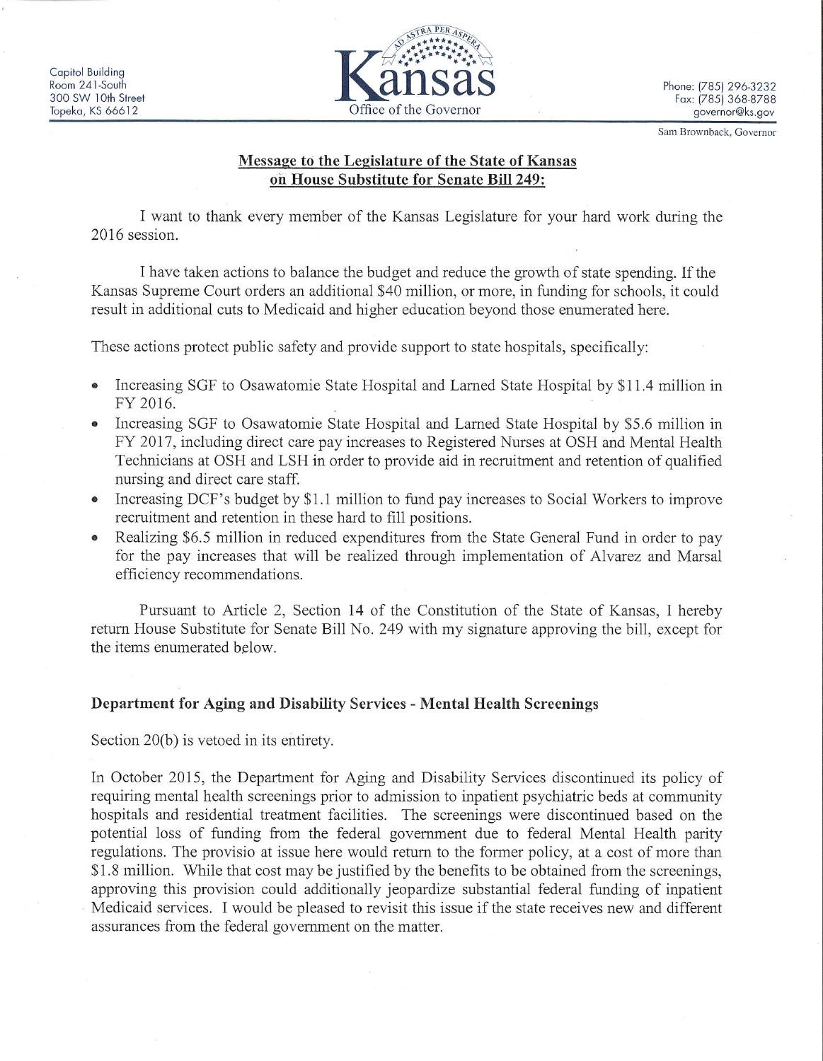Capitol Building
Room 241-South
300 SW 10th Street
Topeka, KS 66612

**Kansas**
Office of the Governor

Phone: (785) 296-3232
Fax: (785) 368-8788
governor@ks.gov

Sam Brownback, Governor

## Message to the Legislature of the State of Kansas on House Substitute for Senate Bill 249:

I want to thank every member of the Kansas Legislature for your hard work during the 2016 session.

I have taken actions to balance the budget and reduce the growth of state spending. If the Kansas Supreme Court orders an additional $40 million, or more, in funding for schools, it could result in additional cuts to Medicaid and higher education beyond those enumerated here.

These actions protect public safety and provide support to state hospitals, specifically:

- Increasing SGF to Osawatomie State Hospital and Larned State Hospital by $11.4 million in FY 2016.
- Increasing SGF to Osawatomie State Hospital and Larned State Hospital by $5.6 million in FY 2017, including direct care pay increases to Registered Nurses at OSH and Mental Health Technicians at OSH and LSH in order to provide aid in recruitment and retention of qualified nursing and direct care staff.
- Increasing DCF's budget by $1.1 million to fund pay increases to Social Workers to improve recruitment and retention in these hard to fill positions.
- Realizing $6.5 million in reduced expenditures from the State General Fund in order to pay for the pay increases that will be realized through implementation of Alvarez and Marsal efficiency recommendations.

Pursuant to Article 2, Section 14 of the Constitution of the State of Kansas, I hereby return House Substitute for Senate Bill No. 249 with my signature approving the bill, except for the items enumerated below.

### Department for Aging and Disability Services - Mental Health Screenings

Section 20(b) is vetoed in its entirety.

In October 2015, the Department for Aging and Disability Services discontinued its policy of requiring mental health screenings prior to admission to inpatient psychiatric beds at community hospitals and residential treatment facilities. The screenings were discontinued based on the potential loss of funding from the federal government due to federal Mental Health parity regulations. The provisio at issue here would return to the former policy, at a cost of more than $1.8 million. While that cost may be justified by the benefits to be obtained from the screenings, approving this provision could additionally jeopardize substantial federal funding of inpatient Medicaid services. I would be pleased to revisit this issue if the state receives new and different assurances from the federal government on the matter.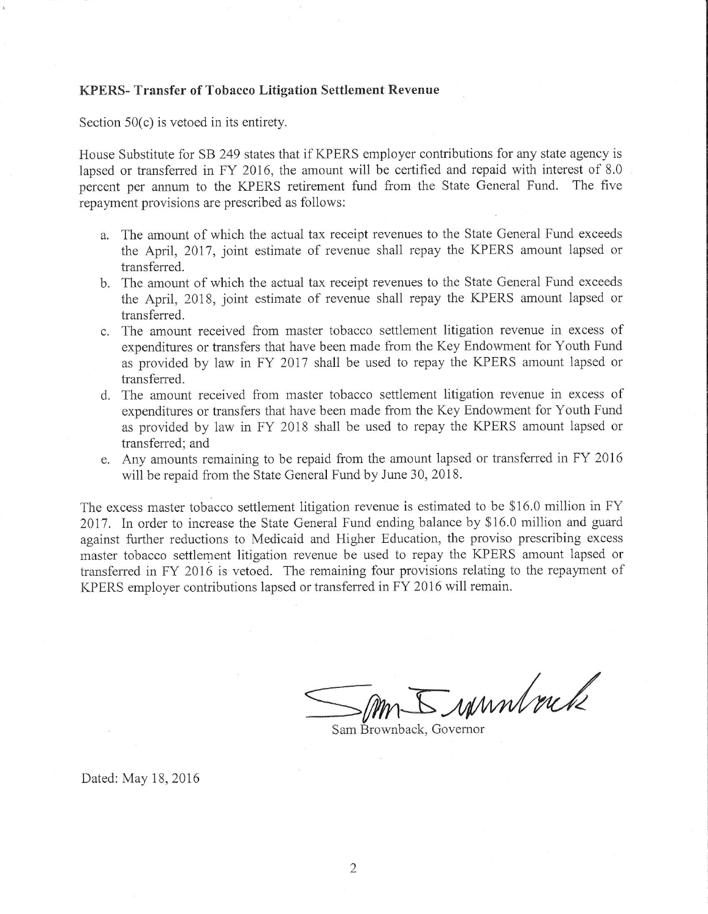**KPERS- Transfer of Tobacco Litigation Settlement Revenue**

Section 50(c) is vetoed in its entirety.

House Substitute for SB 249 states that if KPERS employer contributions for any state agency is lapsed or transferred in FY 2016, the amount will be certified and repaid with interest of 8.0 percent per annum to the KPERS retirement fund from the State General Fund. The five repayment provisions are prescribed as follows:

a. The amount of which the actual tax receipt revenues to the State General Fund exceeds the April, 2017, joint estimate of revenue shall repay the KPERS amount lapsed or transferred.
b. The amount of which the actual tax receipt revenues to the State General Fund exceeds the April, 2018, joint estimate of revenue shall repay the KPERS amount lapsed or transferred.
c. The amount received from master tobacco settlement litigation revenue in excess of expenditures or transfers that have been made from the Key Endowment for Youth Fund as provided by law in FY 2017 shall be used to repay the KPERS amount lapsed or transferred.
d. The amount received from master tobacco settlement litigation revenue in excess of expenditures or transfers that have been made from the Key Endowment for Youth Fund as provided by law in FY 2018 shall be used to repay the KPERS amount lapsed or transferred; and
e. Any amounts remaining to be repaid from the amount lapsed or transferred in FY 2016 will be repaid from the State General Fund by June 30, 2018.

The excess master tobacco settlement litigation revenue is estimated to be $16.0 million in FY 2017. In order to increase the State General Fund ending balance by $16.0 million and guard against further reductions to Medicaid and Higher Education, the proviso prescribing excess master tobacco settlement litigation revenue be used to repay the KPERS amount lapsed or transferred in FY 2016 is vetoed. The remaining four provisions relating to the repayment of KPERS employer contributions lapsed or transferred in FY 2016 will remain.

Sam Brownback, Governor

Dated: May 18, 2016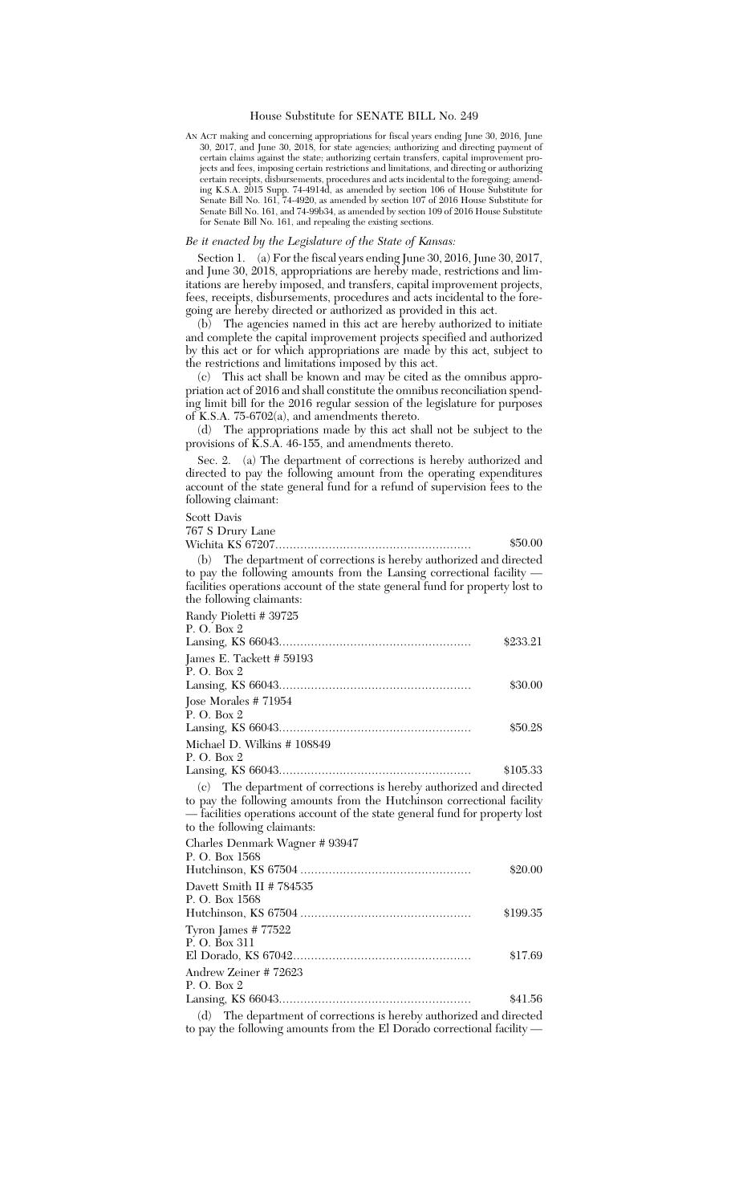# House Substitute for SENATE BILL No. 249

AN ACT making and concerning appropriations for fiscal years ending June 30, 2016, June 30, 2017, and June 30, 2018, for state agencies; authorizing and directing payment of certain claims against the state; authorizing certain transfers, capital improvement projects and fees, imposing certain restrictions and limitations, and directing or authorizing certain receipts, disbursements, procedures and acts incidental to the foregoing; amending K.S.A. 2015 Supp. 74-4914d, as amended by section 106 of House Substitute for Senate Bill No. 161, 74-4920, as amended by section 107 of 2016 House Substitute for Senate Bill No. 161, and 74-99b34, as amended by section 109 of 2016 House Substitute for Senate Bill No. 161, and repealing the existing sections.

*Be it enacted by the Legislature of the State of Kansas:*

Section 1. (a) For the fiscal years ending June 30, 2016, June 30, 2017, and June 30, 2018, appropriations are hereby made, restrictions and limitations are hereby imposed, and transfers, capital improvement projects, fees, receipts, disbursements, procedures and acts incidental to the foregoing are hereby directed or authorized as provided in this act.

(b) The agencies named in this act are hereby authorized to initiate and complete the capital improvement projects specified and authorized by this act or for which appropriations are made by this act, subject to the restrictions and limitations imposed by this act.

(c) This act shall be known and may be cited as the omnibus appropriation act of 2016 and shall constitute the omnibus reconciliation spending limit bill for the 2016 regular session of the legislature for purposes of K.S.A. 75-6702(a), and amendments thereto.

(d) The appropriations made by this act shall not be subject to the provisions of K.S.A. 46-155, and amendments thereto.

Sec. 2. (a) The department of corrections is hereby authorized and directed to pay the following amount from the operating expenditures account of the state general fund for a refund of supervision fees to the following claimant:

Scott Davis
767 S Drury Lane
Wichita KS 67207........................................................ $50.00

(b) The department of corrections is hereby authorized and directed to pay the following amounts from the Lansing correctional facility — facilities operations account of the state general fund for property lost to the following claimants:

Randy Pioletti # 39725
P. O. Box 2
Lansing, KS 66043...................................................... $233.21

James E. Tackett # 59193
P. O. Box 2
Lansing, KS 66043...................................................... $30.00

Jose Morales # 71954
P. O. Box 2
Lansing, KS 66043...................................................... $50.28

Michael D. Wilkins # 108849
P. O. Box 2
Lansing, KS 66043...................................................... $105.33

(c) The department of corrections is hereby authorized and directed to pay the following amounts from the Hutchinson correctional facility — facilities operations account of the state general fund for property lost to the following claimants:

Charles Denmark Wagner # 93947
P. O. Box 1568
Hutchinson, KS 67504 ................................................ $20.00

Davett Smith II # 784535
P. O. Box 1568
Hutchinson, KS 67504 ................................................ $199.35

Tyron James # 77522
P. O. Box 311
El Dorado, KS 67042.................................................. $17.69

Andrew Zeiner # 72623
P. O. Box 2
Lansing, KS 66043...................................................... $41.56

(d) The department of corrections is hereby authorized and directed to pay the following amounts from the El Dorado correctional facility —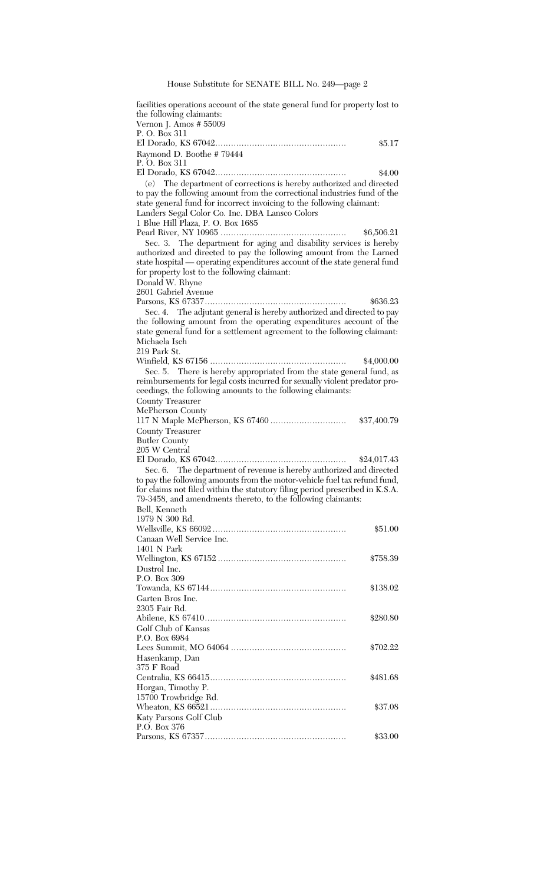facilities operations account of the state general fund for property lost to the following claimants:

Vernon J. Amos # 55009
P. O. Box 311
El Dorado, KS 67042 .................................................. $5.17

Raymond D. Boothe # 79444
P. O. Box 311
El Dorado, KS 67042 .................................................. $4.00

(e) The department of corrections is hereby authorized and directed to pay the following amount from the correctional industries fund of the state general fund for incorrect invoicing to the following claimant:

Landers Segal Color Co. Inc. DBA Lansco Colors
1 Blue Hill Plaza, P. O. Box 1685
Pearl River, NY 10965 ................................................ $6,506.21

Sec. 3. The department for aging and disability services is hereby authorized and directed to pay the following amount from the Larned state hospital — operating expenditures account of the state general fund for property lost to the following claimant:

Donald W. Rhyne
2601 Gabriel Avenue
Parsons, KS 67357 ..................................................... $636.23

Sec. 4. The adjutant general is hereby authorized and directed to pay the following amount from the operating expenditures account of the state general fund for a settlement agreement to the following claimant:

Michaela Isch
219 Park St.
Winfield, KS 67156 .................................................... $4,000.00

Sec. 5. There is hereby appropriated from the state general fund, as reimbursements for legal costs incurred for sexually violent predator proceedings, the following amounts to the following claimants:

County Treasurer
McPherson County
117 N Maple McPherson, KS 67460 ............................ $37,400.79

County Treasurer
Butler County
205 W Central
El Dorado, KS 67042 .................................................. $24,017.43

Sec. 6. The department of revenue is hereby authorized and directed to pay the following amounts from the motor-vehicle fuel tax refund fund, for claims not filed within the statutory filing period prescribed in K.S.A. 79-3458, and amendments thereto, to the following claimants:

Bell, Kenneth
1979 N 300 Rd.
Wellsville, KS 66092 .................................................. $51.00

Canaan Well Service Inc.
1401 N Park
Wellington, KS 67152 ................................................. $758.39

Dustrol Inc.
P.O. Box 309
Towanda, KS 67144 .................................................... $138.02

Garten Bros Inc.
2305 Fair Rd.
Abilene, KS 67410 ...................................................... $280.80

Golf Club of Kansas
P.O. Box 6984
Lees Summit, MO 64064 ............................................ $702.22

Hasenkamp, Dan
375 F Road
Centralia, KS 66415 .................................................... $481.68

Horgan, Timothy P.
15700 Trowbridge Rd.
Wheaton, KS 66521 .................................................... $37.08

Katy Parsons Golf Club
P.O. Box 376
Parsons, KS 67357 ...................................................... $33.00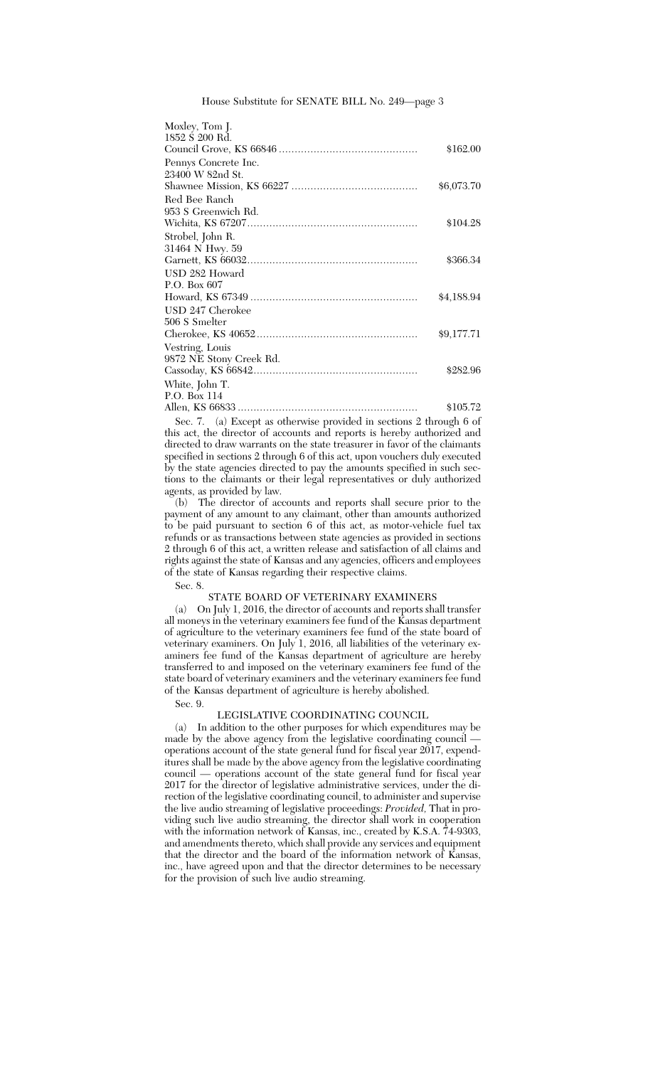Moxley, Tom J.
1852 S 200 Rd.
Council Grove, KS 66846 ............................................ $162.00

Pennys Concrete Inc.
23400 W 82nd St.
Shawnee Mission, KS 66227 ........................................ $6,073.70

Red Bee Ranch
953 S Greenwich Rd.
Wichita, KS 67207...................................................... $104.28

Strobel, John R.
31464 N Hwy. 59
Garnett, KS 66032...................................................... $366.34

USD 282 Howard
P.O. Box 607
Howard, KS 67349 ..................................................... $4,188.94

USD 247 Cherokee
506 S Smelter
Cherokee, KS 40652................................................... $9,177.71

Vestring, Louis
9872 NE Stony Creek Rd.
Cassoday, KS 66842.................................................... $282.96

White, John T.
P.O. Box 114
Allen, KS 66833 ......................................................... $105.72

Sec. 7. (a) Except as otherwise provided in sections 2 through 6 of this act, the director of accounts and reports is hereby authorized and directed to draw warrants on the state treasurer in favor of the claimants specified in sections 2 through 6 of this act, upon vouchers duly executed by the state agencies directed to pay the amounts specified in such sections to the claimants or their legal representatives or duly authorized agents, as provided by law.

(b) The director of accounts and reports shall secure prior to the payment of any amount to any claimant, other than amounts authorized to be paid pursuant to section 6 of this act, as motor-vehicle fuel tax refunds or as transactions between state agencies as provided in sections 2 through 6 of this act, a written release and satisfaction of all claims and rights against the state of Kansas and any agencies, officers and employees of the state of Kansas regarding their respective claims.

Sec. 8.

STATE BOARD OF VETERINARY EXAMINERS

(a) On July 1, 2016, the director of accounts and reports shall transfer all moneys in the veterinary examiners fee fund of the Kansas department of agriculture to the veterinary examiners fee fund of the state board of veterinary examiners. On July 1, 2016, all liabilities of the veterinary examiners fee fund of the Kansas department of agriculture are hereby transferred to and imposed on the veterinary examiners fee fund of the state board of veterinary examiners and the veterinary examiners fee fund of the Kansas department of agriculture is hereby abolished.

Sec. 9.

LEGISLATIVE COORDINATING COUNCIL

(a) In addition to the other purposes for which expenditures may be made by the above agency from the legislative coordinating council — operations account of the state general fund for fiscal year 2017, expenditures shall be made by the above agency from the legislative coordinating council — operations account of the state general fund for fiscal year 2017 for the director of legislative administrative services, under the direction of the legislative coordinating council, to administer and supervise the live audio streaming of legislative proceedings: *Provided,* That in providing such live audio streaming, the director shall work in cooperation with the information network of Kansas, inc., created by K.S.A. 74-9303, and amendments thereto, which shall provide any services and equipment that the director and the board of the information network of Kansas, inc., have agreed upon and that the director determines to be necessary for the provision of such live audio streaming.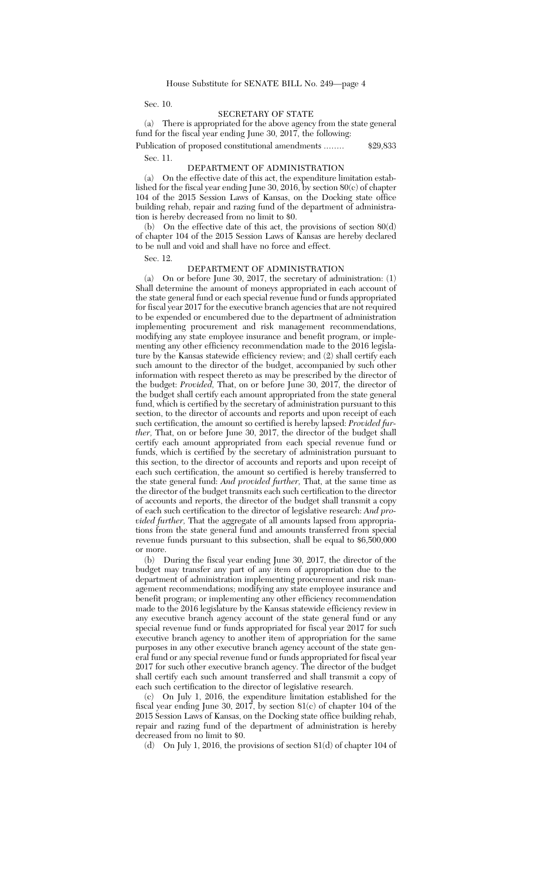Sec. 10.

## SECRETARY OF STATE

(a) There is appropriated for the above agency from the state general fund for the fiscal year ending June 30, 2017, the following:

Publication of proposed constitutional amendments ........ $29,833

Sec. 11.

## DEPARTMENT OF ADMINISTRATION

(a) On the effective date of this act, the expenditure limitation established for the fiscal year ending June 30, 2016, by section 80(c) of chapter 104 of the 2015 Session Laws of Kansas, on the Docking state office building rehab, repair and razing fund of the department of administration is hereby decreased from no limit to $0.

(b) On the effective date of this act, the provisions of section 80(d) of chapter 104 of the 2015 Session Laws of Kansas are hereby declared to be null and void and shall have no force and effect.

Sec. 12.

## DEPARTMENT OF ADMINISTRATION

(a) On or before June 30, 2017, the secretary of administration: (1) Shall determine the amount of moneys appropriated in each account of the state general fund or each special revenue fund or funds appropriated for fiscal year 2017 for the executive branch agencies that are not required to be expended or encumbered due to the department of administration implementing procurement and risk management recommendations, modifying any state employee insurance and benefit program, or implementing any other efficiency recommendation made to the 2016 legislature by the Kansas statewide efficiency review; and (2) shall certify each such amount to the director of the budget, accompanied by such other information with respect thereto as may be prescribed by the director of the budget: *Provided,* That, on or before June 30, 2017, the director of the budget shall certify each amount appropriated from the state general fund, which is certified by the secretary of administration pursuant to this section, to the director of accounts and reports and upon receipt of each such certification, the amount so certified is hereby lapsed: *Provided further,* That, on or before June 30, 2017, the director of the budget shall certify each amount appropriated from each special revenue fund or funds, which is certified by the secretary of administration pursuant to this section, to the director of accounts and reports and upon receipt of each such certification, the amount so certified is hereby transferred to the state general fund: *And provided further,* That, at the same time as the director of the budget transmits each such certification to the director of accounts and reports, the director of the budget shall transmit a copy of each such certification to the director of legislative research: *And provided further,* That the aggregate of all amounts lapsed from appropriations from the state general fund and amounts transferred from special revenue funds pursuant to this subsection, shall be equal to $6,500,000 or more.

(b) During the fiscal year ending June 30, 2017, the director of the budget may transfer any part of any item of appropriation due to the department of administration implementing procurement and risk management recommendations; modifying any state employee insurance and benefit program; or implementing any other efficiency recommendation made to the 2016 legislature by the Kansas statewide efficiency review in any executive branch agency account of the state general fund or any special revenue fund or funds appropriated for fiscal year 2017 for such executive branch agency to another item of appropriation for the same purposes in any other executive branch agency account of the state general fund or any special revenue fund or funds appropriated for fiscal year 2017 for such other executive branch agency. The director of the budget shall certify each such amount transferred and shall transmit a copy of each such certification to the director of legislative research.

(c) On July 1, 2016, the expenditure limitation established for the fiscal year ending June 30, 2017, by section 81(c) of chapter 104 of the 2015 Session Laws of Kansas, on the Docking state office building rehab, repair and razing fund of the department of administration is hereby decreased from no limit to $0.

(d) On July 1, 2016, the provisions of section 81(d) of chapter 104 of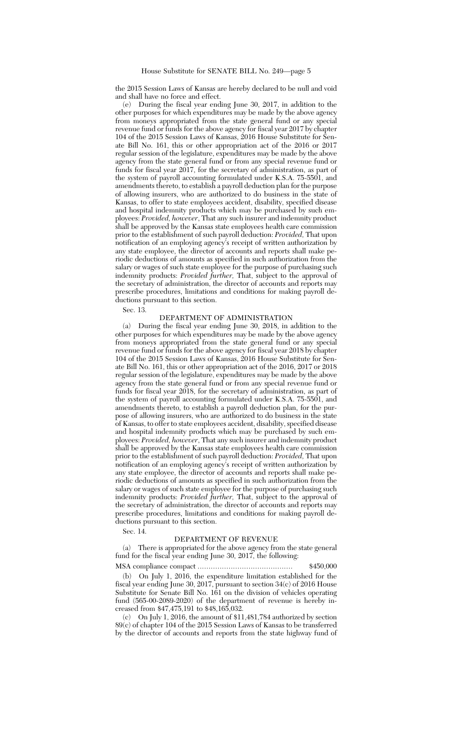the 2015 Session Laws of Kansas are hereby declared to be null and void and shall have no force and effect.

(e) During the fiscal year ending June 30, 2017, in addition to the other purposes for which expenditures may be made by the above agency from moneys appropriated from the state general fund or any special revenue fund or funds for the above agency for fiscal year 2017 by chapter 104 of the 2015 Session Laws of Kansas, 2016 House Substitute for Senate Bill No. 161, this or other appropriation act of the 2016 or 2017 regular session of the legislature, expenditures may be made by the above agency from the state general fund or from any special revenue fund or funds for fiscal year 2017, for the secretary of administration, as part of the system of payroll accounting formulated under K.S.A. 75-5501, and amendments thereto, to establish a payroll deduction plan for the purpose of allowing insurers, who are authorized to do business in the state of Kansas, to offer to state employees accident, disability, specified disease and hospital indemnity products which may be purchased by such employees: *Provided, however*, That any such insurer and indemnity product shall be approved by the Kansas state employees health care commission prior to the establishment of such payroll deduction: *Provided*, That upon notification of an employing agency's receipt of written authorization by any state employee, the director of accounts and reports shall make periodic deductions of amounts as specified in such authorization from the salary or wages of such state employee for the purpose of purchasing such indemnity products: *Provided further*, That, subject to the approval of the secretary of administration, the director of accounts and reports may prescribe procedures, limitations and conditions for making payroll deductions pursuant to this section.

Sec. 13.

DEPARTMENT OF ADMINISTRATION

(a) During the fiscal year ending June 30, 2018, in addition to the other purposes for which expenditures may be made by the above agency from moneys appropriated from the state general fund or any special revenue fund or funds for the above agency for fiscal year 2018 by chapter 104 of the 2015 Session Laws of Kansas, 2016 House Substitute for Senate Bill No. 161, this or other appropriation act of the 2016, 2017 or 2018 regular session of the legislature, expenditures may be made by the above agency from the state general fund or from any special revenue fund or funds for fiscal year 2018, for the secretary of administration, as part of the system of payroll accounting formulated under K.S.A. 75-5501, and amendments thereto, to establish a payroll deduction plan, for the purpose of allowing insurers, who are authorized to do business in the state of Kansas, to offer to state employees accident, disability, specified disease and hospital indemnity products which may be purchased by such employees: *Provided, however*, That any such insurer and indemnity product shall be approved by the Kansas state employees health care commission prior to the establishment of such payroll deduction: *Provided*, That upon notification of an employing agency's receipt of written authorization by any state employee, the director of accounts and reports shall make periodic deductions of amounts as specified in such authorization from the salary or wages of such state employee for the purpose of purchasing such indemnity products: *Provided further*, That, subject to the approval of the secretary of administration, the director of accounts and reports may prescribe procedures, limitations and conditions for making payroll deductions pursuant to this section.

Sec. 14.

DEPARTMENT OF REVENUE

(a) There is appropriated for the above agency from the state general fund for the fiscal year ending June 30, 2017, the following:

MSA compliance compact ........................................... $450,000

(b) On July 1, 2016, the expenditure limitation established for the fiscal year ending June 30, 2017, pursuant to section 34(c) of 2016 House Substitute for Senate Bill No. 161 on the division of vehicles operating fund (565-00-2089-2020) of the department of revenue is hereby increased from $47,475,191 to $48,165,032.

(c) On July 1, 2016, the amount of $11,481,784 authorized by section 89(c) of chapter 104 of the 2015 Session Laws of Kansas to be transferred by the director of accounts and reports from the state highway fund of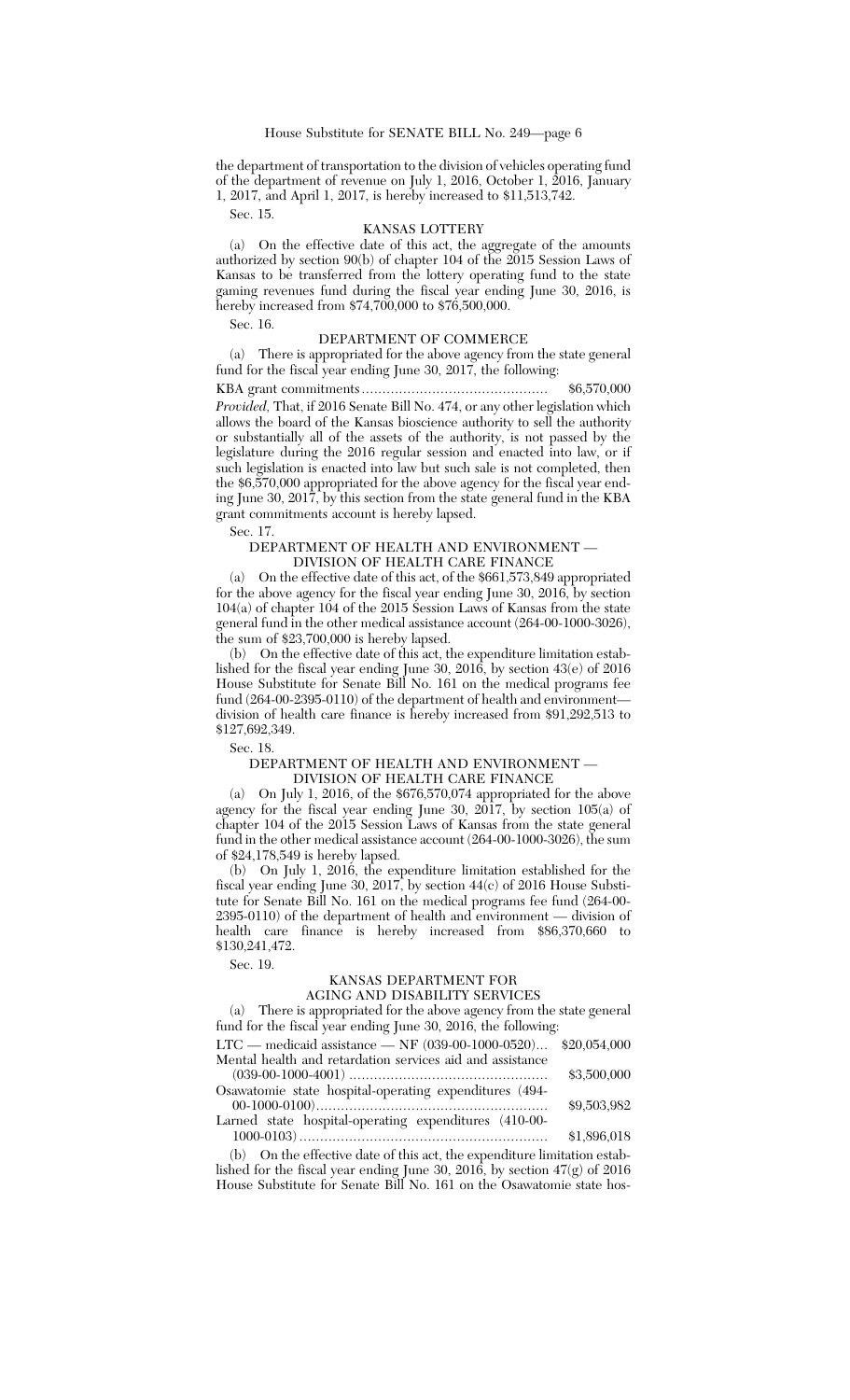the department of transportation to the division of vehicles operating fund of the department of revenue on July 1, 2016, October 1, 2016, January 1, 2017, and April 1, 2017, is hereby increased to $11,513,742.

Sec. 15.

KANSAS LOTTERY

(a) On the effective date of this act, the aggregate of the amounts authorized by section 90(b) of chapter 104 of the 2015 Session Laws of Kansas to be transferred from the lottery operating fund to the state gaming revenues fund during the fiscal year ending June 30, 2016, is hereby increased from $74,700,000 to $76,500,000.

Sec. 16.

DEPARTMENT OF COMMERCE

(a) There is appropriated for the above agency from the state general fund for the fiscal year ending June 30, 2017, the following:

KBA grant commitments............................................ $6,570,000

*Provided,* That, if 2016 Senate Bill No. 474, or any other legislation which allows the board of the Kansas bioscience authority to sell the authority or substantially all of the assets of the authority, is not passed by the legislature during the 2016 regular session and enacted into law, or if such legislation is enacted into law but such sale is not completed, then the $6,570,000 appropriated for the above agency for the fiscal year ending June 30, 2017, by this section from the state general fund in the KBA grant commitments account is hereby lapsed.

Sec. 17.

DEPARTMENT OF HEALTH AND ENVIRONMENT — DIVISION OF HEALTH CARE FINANCE

(a) On the effective date of this act, of the $661,573,849 appropriated for the above agency for the fiscal year ending June 30, 2016, by section 104(a) of chapter 104 of the 2015 Session Laws of Kansas from the state general fund in the other medical assistance account (264-00-1000-3026), the sum of $23,700,000 is hereby lapsed.

(b) On the effective date of this act, the expenditure limitation established for the fiscal year ending June 30, 2016, by section 43(e) of 2016 House Substitute for Senate Bill No. 161 on the medical programs fee fund (264-00-2395-0110) of the department of health and environment— division of health care finance is hereby increased from $91,292,513 to $127,692,349.

Sec. 18.

DEPARTMENT OF HEALTH AND ENVIRONMENT — DIVISION OF HEALTH CARE FINANCE

(a) On July 1, 2016, of the $676,570,074 appropriated for the above agency for the fiscal year ending June 30, 2017, by section 105(a) of chapter 104 of the 2015 Session Laws of Kansas from the state general fund in the other medical assistance account (264-00-1000-3026), the sum of $24,178,549 is hereby lapsed.

(b) On July 1, 2016, the expenditure limitation established for the fiscal year ending June 30, 2017, by section 44(c) of 2016 House Substitute for Senate Bill No. 161 on the medical programs fee fund (264-00-2395-0110) of the department of health and environment — division of health care finance is hereby increased from $86,370,660 to $130,241,472.

Sec. 19.

KANSAS DEPARTMENT FOR AGING AND DISABILITY SERVICES

(a) There is appropriated for the above agency from the state general fund for the fiscal year ending June 30, 2016, the following:

LTC — medicaid assistance — NF (039-00-1000-0520)... $20,054,000

Mental health and retardation services aid and assistance (039-00-1000-4001) ................................................ $3,500,000

Osawatomie state hospital-operating expenditures (494-00-1000-0100)........................................................ $9,503,982

Larned state hospital-operating expenditures (410-00-1000-0103)........................................................... $1,896,018

(b) On the effective date of this act, the expenditure limitation established for the fiscal year ending June 30, 2016, by section 47(g) of 2016 House Substitute for Senate Bill No. 161 on the Osawatomie state hos-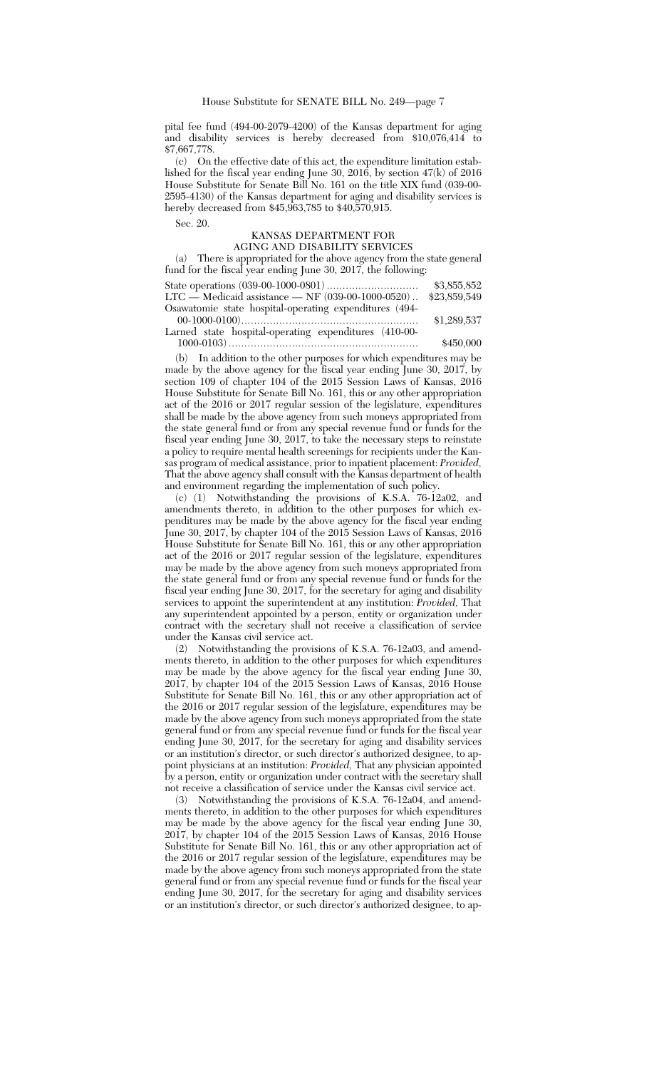pital fee fund (494-00-2079-4200) of the Kansas department for aging and disability services is hereby decreased from $10,076,414 to $7,667,778.

(c) On the effective date of this act, the expenditure limitation established for the fiscal year ending June 30, 2016, by section 47(k) of 2016 House Substitute for Senate Bill No. 161 on the title XIX fund (039-00-2595-4130) of the Kansas department for aging and disability services is hereby decreased from $45,963,785 to $40,570,915.

Sec. 20.

KANSAS DEPARTMENT FOR AGING AND DISABILITY SERVICES

(a) There is appropriated for the above agency from the state general fund for the fiscal year ending June 30, 2017, the following:

| | |
|---|---|
| State operations (039-00-1000-0801) | $3,855,852 |
| LTC — Medicaid assistance — NF (039-00-1000-0520) | $23,859,549 |
| Osawatomie state hospital-operating expenditures (494-00-1000-0100) | $1,289,537 |
| Larned state hospital-operating expenditures (410-00-1000-0103) | $450,000 |

(b) In addition to the other purposes for which expenditures may be made by the above agency for the fiscal year ending June 30, 2017, by section 109 of chapter 104 of the 2015 Session Laws of Kansas, 2016 House Substitute for Senate Bill No. 161, this or any other appropriation act of the 2016 or 2017 regular session of the legislature, expenditures shall be made by the above agency from such moneys appropriated from the state general fund or from any special revenue fund or funds for the fiscal year ending June 30, 2017, to take the necessary steps to reinstate a policy to require mental health screenings for recipients under the Kansas program of medical assistance, prior to inpatient placement: *Provided,* That the above agency shall consult with the Kansas department of health and environment regarding the implementation of such policy.

(c) (1) Notwithstanding the provisions of K.S.A. 76-12a02, and amendments thereto, in addition to the other purposes for which expenditures may be made by the above agency for the fiscal year ending June 30, 2017, by chapter 104 of the 2015 Session Laws of Kansas, 2016 House Substitute for Senate Bill No. 161, this or any other appropriation act of the 2016 or 2017 regular session of the legislature, expenditures may be made by the above agency from such moneys appropriated from the state general fund or from any special revenue fund or funds for the fiscal year ending June 30, 2017, for the secretary for aging and disability services to appoint the superintendent at any institution: *Provided,* That any superintendent appointed by a person, entity or organization under contract with the secretary shall not receive a classification of service under the Kansas civil service act.

(2) Notwithstanding the provisions of K.S.A. 76-12a03, and amendments thereto, in addition to the other purposes for which expenditures may be made by the above agency for the fiscal year ending June 30, 2017, by chapter 104 of the 2015 Session Laws of Kansas, 2016 House Substitute for Senate Bill No. 161, this or any other appropriation act of the 2016 or 2017 regular session of the legislature, expenditures may be made by the above agency from such moneys appropriated from the state general fund or from any special revenue fund or funds for the fiscal year ending June 30, 2017, for the secretary for aging and disability services or an institution's director, or such director's authorized designee, to appoint physicians at an institution: *Provided,* That any physician appointed by a person, entity or organization under contract with the secretary shall not receive a classification of service under the Kansas civil service act.

(3) Notwithstanding the provisions of K.S.A. 76-12a04, and amendments thereto, in addition to the other purposes for which expenditures may be made by the above agency for the fiscal year ending June 30, 2017, by chapter 104 of the 2015 Session Laws of Kansas, 2016 House Substitute for Senate Bill No. 161, this or any other appropriation act of the 2016 or 2017 regular session of the legislature, expenditures may be made by the above agency from such moneys appropriated from the state general fund or from any special revenue fund or funds for the fiscal year ending June 30, 2017, for the secretary for aging and disability services or an institution's director, or such director's authorized designee, to ap-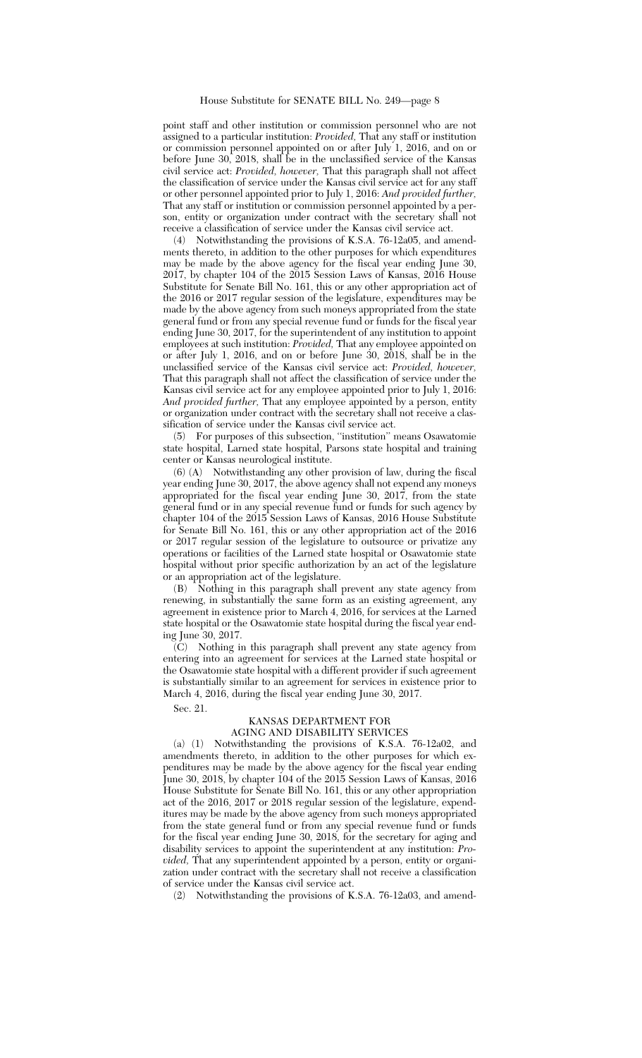point staff and other institution or commission personnel who are not assigned to a particular institution: *Provided,* That any staff or institution or commission personnel appointed on or after July 1, 2016, and on or before June 30, 2018, shall be in the unclassified service of the Kansas civil service act: *Provided, however,* That this paragraph shall not affect the classification of service under the Kansas civil service act for any staff or other personnel appointed prior to July 1, 2016: *And provided further,* That any staff or institution or commission personnel appointed by a person, entity or organization under contract with the secretary shall not receive a classification of service under the Kansas civil service act.

(4) Notwithstanding the provisions of K.S.A. 76-12a05, and amendments thereto, in addition to the other purposes for which expenditures may be made by the above agency for the fiscal year ending June 30, 2017, by chapter 104 of the 2015 Session Laws of Kansas, 2016 House Substitute for Senate Bill No. 161, this or any other appropriation act of the 2016 or 2017 regular session of the legislature, expenditures may be made by the above agency from such moneys appropriated from the state general fund or from any special revenue fund or funds for the fiscal year ending June 30, 2017, for the superintendent of any institution to appoint employees at such institution: *Provided,* That any employee appointed on or after July 1, 2016, and on or before June 30, 2018, shall be in the unclassified service of the Kansas civil service act: *Provided, however,* That this paragraph shall not affect the classification of service under the Kansas civil service act for any employee appointed prior to July 1, 2016: *And provided further,* That any employee appointed by a person, entity or organization under contract with the secretary shall not receive a classification of service under the Kansas civil service act.

(5) For purposes of this subsection, "institution" means Osawatomie state hospital, Larned state hospital, Parsons state hospital and training center or Kansas neurological institute.

(6) (A) Notwithstanding any other provision of law, during the fiscal year ending June 30, 2017, the above agency shall not expend any moneys appropriated for the fiscal year ending June 30, 2017, from the state general fund or in any special revenue fund or funds for such agency by chapter 104 of the 2015 Session Laws of Kansas, 2016 House Substitute for Senate Bill No. 161, this or any other appropriation act of the 2016 or 2017 regular session of the legislature to outsource or privatize any operations or facilities of the Larned state hospital or Osawatomie state hospital without prior specific authorization by an act of the legislature or an appropriation act of the legislature.

(B) Nothing in this paragraph shall prevent any state agency from renewing, in substantially the same form as an existing agreement, any agreement in existence prior to March 4, 2016, for services at the Larned state hospital or the Osawatomie state hospital during the fiscal year ending June 30, 2017.

(C) Nothing in this paragraph shall prevent any state agency from entering into an agreement for services at the Larned state hospital or the Osawatomie state hospital with a different provider if such agreement is substantially similar to an agreement for services in existence prior to March 4, 2016, during the fiscal year ending June 30, 2017.

Sec. 21.

KANSAS DEPARTMENT FOR
AGING AND DISABILITY SERVICES

(a) (1) Notwithstanding the provisions of K.S.A. 76-12a02, and amendments thereto, in addition to the other purposes for which expenditures may be made by the above agency for the fiscal year ending June 30, 2018, by chapter 104 of the 2015 Session Laws of Kansas, 2016 House Substitute for Senate Bill No. 161, this or any other appropriation act of the 2016, 2017 or 2018 regular session of the legislature, expenditures may be made by the above agency from such moneys appropriated from the state general fund or from any special revenue fund or funds for the fiscal year ending June 30, 2018, for the secretary for aging and disability services to appoint the superintendent at any institution: *Provided,* That any superintendent appointed by a person, entity or organization under contract with the secretary shall not receive a classification of service under the Kansas civil service act.

(2) Notwithstanding the provisions of K.S.A. 76-12a03, and amend-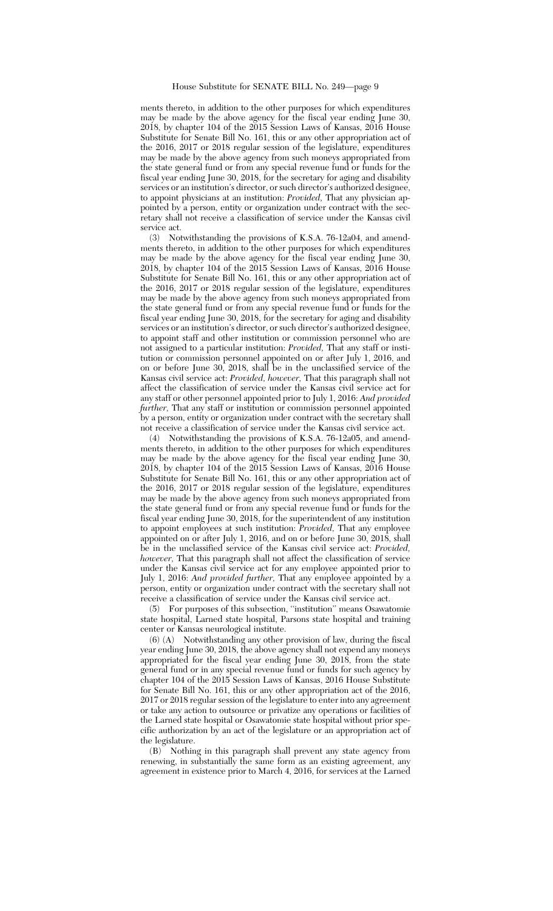ments thereto, in addition to the other purposes for which expenditures may be made by the above agency for the fiscal year ending June 30, 2018, by chapter 104 of the 2015 Session Laws of Kansas, 2016 House Substitute for Senate Bill No. 161, this or any other appropriation act of the 2016, 2017 or 2018 regular session of the legislature, expenditures may be made by the above agency from such moneys appropriated from the state general fund or from any special revenue fund or funds for the fiscal year ending June 30, 2018, for the secretary for aging and disability services or an institution's director, or such director's authorized designee, to appoint physicians at an institution: *Provided,* That any physician appointed by a person, entity or organization under contract with the secretary shall not receive a classification of service under the Kansas civil service act.

(3) Notwithstanding the provisions of K.S.A. 76-12a04, and amendments thereto, in addition to the other purposes for which expenditures may be made by the above agency for the fiscal year ending June 30, 2018, by chapter 104 of the 2015 Session Laws of Kansas, 2016 House Substitute for Senate Bill No. 161, this or any other appropriation act of the 2016, 2017 or 2018 regular session of the legislature, expenditures may be made by the above agency from such moneys appropriated from the state general fund or from any special revenue fund or funds for the fiscal year ending June 30, 2018, for the secretary for aging and disability services or an institution's director, or such director's authorized designee, to appoint staff and other institution or commission personnel who are not assigned to a particular institution: *Provided,* That any staff or institution or commission personnel appointed on or after July 1, 2016, and on or before June 30, 2018, shall be in the unclassified service of the Kansas civil service act: *Provided, however,* That this paragraph shall not affect the classification of service under the Kansas civil service act for any staff or other personnel appointed prior to July 1, 2016: *And provided further,* That any staff or institution or commission personnel appointed by a person, entity or organization under contract with the secretary shall not receive a classification of service under the Kansas civil service act.

(4) Notwithstanding the provisions of K.S.A. 76-12a05, and amendments thereto, in addition to the other purposes for which expenditures may be made by the above agency for the fiscal year ending June 30, 2018, by chapter 104 of the 2015 Session Laws of Kansas, 2016 House Substitute for Senate Bill No. 161, this or any other appropriation act of the 2016, 2017 or 2018 regular session of the legislature, expenditures may be made by the above agency from such moneys appropriated from the state general fund or from any special revenue fund or funds for the fiscal year ending June 30, 2018, for the superintendent of any institution to appoint employees at such institution: *Provided,* That any employee appointed on or after July 1, 2016, and on or before June 30, 2018, shall be in the unclassified service of the Kansas civil service act: *Provided, however,* That this paragraph shall not affect the classification of service under the Kansas civil service act for any employee appointed prior to July 1, 2016: *And provided further,* That any employee appointed by a person, entity or organization under contract with the secretary shall not receive a classification of service under the Kansas civil service act.

(5) For purposes of this subsection, "institution" means Osawatomie state hospital, Larned state hospital, Parsons state hospital and training center or Kansas neurological institute.

(6) (A) Notwithstanding any other provision of law, during the fiscal year ending June 30, 2018, the above agency shall not expend any moneys appropriated for the fiscal year ending June 30, 2018, from the state general fund or in any special revenue fund or funds for such agency by chapter 104 of the 2015 Session Laws of Kansas, 2016 House Substitute for Senate Bill No. 161, this or any other appropriation act of the 2016, 2017 or 2018 regular session of the legislature to enter into any agreement or take any action to outsource or privatize any operations or facilities of the Larned state hospital or Osawatomie state hospital without prior specific authorization by an act of the legislature or an appropriation act of the legislature.

(B) Nothing in this paragraph shall prevent any state agency from renewing, in substantially the same form as an existing agreement, any agreement in existence prior to March 4, 2016, for services at the Larned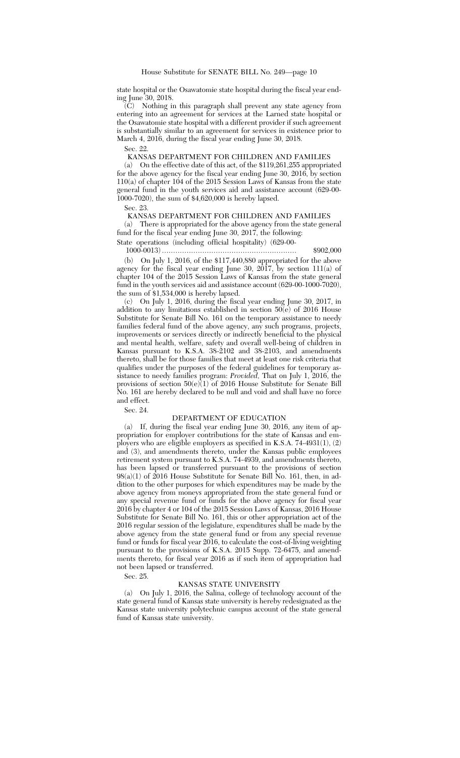state hospital or the Osawatomie state hospital during the fiscal year ending June 30, 2018.

(C) Nothing in this paragraph shall prevent any state agency from entering into an agreement for services at the Larned state hospital or the Osawatomie state hospital with a different provider if such agreement is substantially similar to an agreement for services in existence prior to March 4, 2016, during the fiscal year ending June 30, 2018.

Sec. 22.

KANSAS DEPARTMENT FOR CHILDREN AND FAMILIES

(a) On the effective date of this act, of the $119,261,255 appropriated for the above agency for the fiscal year ending June 30, 2016, by section 110(a) of chapter 104 of the 2015 Session Laws of Kansas from the state general fund in the youth services aid and assistance account (629-00-1000-7020), the sum of $4,620,000 is hereby lapsed.

Sec. 23.

KANSAS DEPARTMENT FOR CHILDREN AND FAMILIES

(a) There is appropriated for the above agency from the state general fund for the fiscal year ending June 30, 2017, the following:

State operations (including official hospitality) (629-00-1000-0013) ............................................................ $902,000

(b) On July 1, 2016, of the $117,440,880 appropriated for the above agency for the fiscal year ending June 30, 2017, by section 111(a) of chapter 104 of the 2015 Session Laws of Kansas from the state general fund in the youth services aid and assistance account (629-00-1000-7020), the sum of $1,534,000 is hereby lapsed.

(c) On July 1, 2016, during the fiscal year ending June 30, 2017, in addition to any limitations established in section 50(e) of 2016 House Substitute for Senate Bill No. 161 on the temporary assistance to needy families federal fund of the above agency, any such programs, projects, improvements or services directly or indirectly beneficial to the physical and mental health, welfare, safety and overall well-being of children in Kansas pursuant to K.S.A. 38-2102 and 38-2103, and amendments thereto, shall be for those families that meet at least one risk criteria that qualifies under the purposes of the federal guidelines for temporary assistance to needy families program: *Provided,* That on July 1, 2016, the provisions of section 50(e)(1) of 2016 House Substitute for Senate Bill No. 161 are hereby declared to be null and void and shall have no force and effect.

Sec. 24.

DEPARTMENT OF EDUCATION

(a) If, during the fiscal year ending June 30, 2016, any item of appropriation for employer contributions for the state of Kansas and employers who are eligible employers as specified in K.S.A. 74-4931(1), (2) and (3), and amendments thereto, under the Kansas public employees retirement system pursuant to K.S.A. 74-4939, and amendments thereto, has been lapsed or transferred pursuant to the provisions of section 98(a)(1) of 2016 House Substitute for Senate Bill No. 161, then, in addition to the other purposes for which expenditures may be made by the above agency from moneys appropriated from the state general fund or any special revenue fund or funds for the above agency for fiscal year 2016 by chapter 4 or 104 of the 2015 Session Laws of Kansas, 2016 House Substitute for Senate Bill No. 161, this or other appropriation act of the 2016 regular session of the legislature, expenditures shall be made by the above agency from the state general fund or from any special revenue fund or funds for fiscal year 2016, to calculate the cost-of-living weighting pursuant to the provisions of K.S.A. 2015 Supp. 72-6475, and amendments thereto, for fiscal year 2016 as if such item of appropriation had not been lapsed or transferred.

Sec. 25.

KANSAS STATE UNIVERSITY

(a) On July 1, 2016, the Salina, college of technology account of the state general fund of Kansas state university is hereby redesignated as the Kansas state university polytechnic campus account of the state general fund of Kansas state university.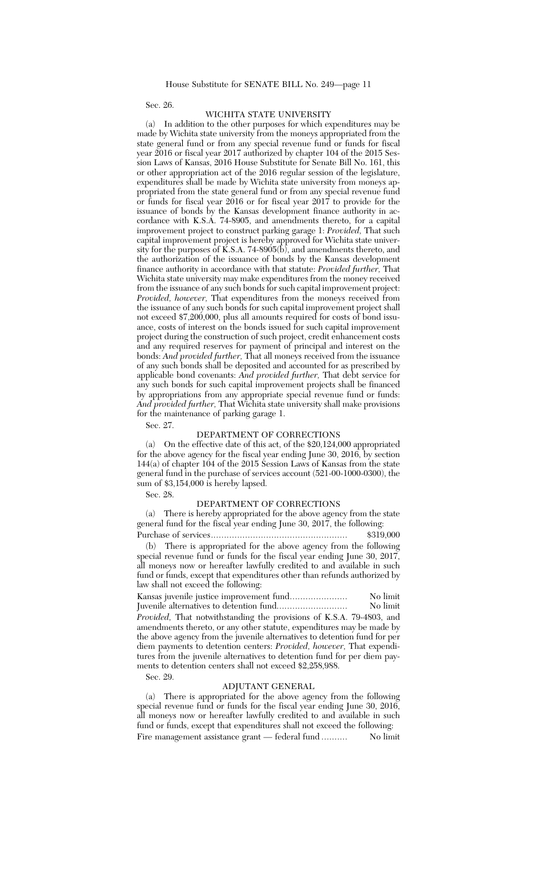Sec. 26.

## WICHITA STATE UNIVERSITY

(a) In addition to the other purposes for which expenditures may be made by Wichita state university from the moneys appropriated from the state general fund or from any special revenue fund or funds for fiscal year 2016 or fiscal year 2017 authorized by chapter 104 of the 2015 Session Laws of Kansas, 2016 House Substitute for Senate Bill No. 161, this or other appropriation act of the 2016 regular session of the legislature, expenditures shall be made by Wichita state university from moneys appropriated from the state general fund or from any special revenue fund or funds for fiscal year 2016 or for fiscal year 2017 to provide for the issuance of bonds by the Kansas development finance authority in accordance with K.S.A. 74-8905, and amendments thereto, for a capital improvement project to construct parking garage 1: *Provided,* That such capital improvement project is hereby approved for Wichita state university for the purposes of K.S.A. 74-8905(b), and amendments thereto, and the authorization of the issuance of bonds by the Kansas development finance authority in accordance with that statute: *Provided further,* That Wichita state university may make expenditures from the money received from the issuance of any such bonds for such capital improvement project: *Provided, however,* That expenditures from the moneys received from the issuance of any such bonds for such capital improvement project shall not exceed $7,200,000, plus all amounts required for costs of bond issuance, costs of interest on the bonds issued for such capital improvement project during the construction of such project, credit enhancement costs and any required reserves for payment of principal and interest on the bonds: *And provided further,* That all moneys received from the issuance of any such bonds shall be deposited and accounted for as prescribed by applicable bond covenants: *And provided further,* That debt service for any such bonds for such capital improvement projects shall be financed by appropriations from any appropriate special revenue fund or funds: *And provided further,* That Wichita state university shall make provisions for the maintenance of parking garage 1.

Sec. 27.

## DEPARTMENT OF CORRECTIONS

(a) On the effective date of this act, of the $20,124,000 appropriated for the above agency for the fiscal year ending June 30, 2016, by section 144(a) of chapter 104 of the 2015 Session Laws of Kansas from the state general fund in the purchase of services account (521-00-1000-0300), the sum of $3,154,000 is hereby lapsed.

Sec. 28.

## DEPARTMENT OF CORRECTIONS

(a) There is hereby appropriated for the above agency from the state general fund for the fiscal year ending June 30, 2017, the following:

Purchase of services.................................................... $319,000

(b) There is appropriated for the above agency from the following special revenue fund or funds for the fiscal year ending June 30, 2017, all moneys now or hereafter lawfully credited to and available in such fund or funds, except that expenditures other than refunds authorized by law shall not exceed the following:

Kansas juvenile justice improvement fund...................... No limit
Juvenile alternatives to detention fund........................... No limit

*Provided,* That notwithstanding the provisions of K.S.A. 79-4803, and amendments thereto, or any other statute, expenditures may be made by the above agency from the juvenile alternatives to detention fund for per diem payments to detention centers: *Provided, however,* That expenditures from the juvenile alternatives to detention fund for per diem payments to detention centers shall not exceed $2,258,988.

Sec. 29.

## ADJUTANT GENERAL

(a) There is appropriated for the above agency from the following special revenue fund or funds for the fiscal year ending June 30, 2016, all moneys now or hereafter lawfully credited to and available in such fund or funds, except that expenditures shall not exceed the following:

Fire management assistance grant — federal fund .......... No limit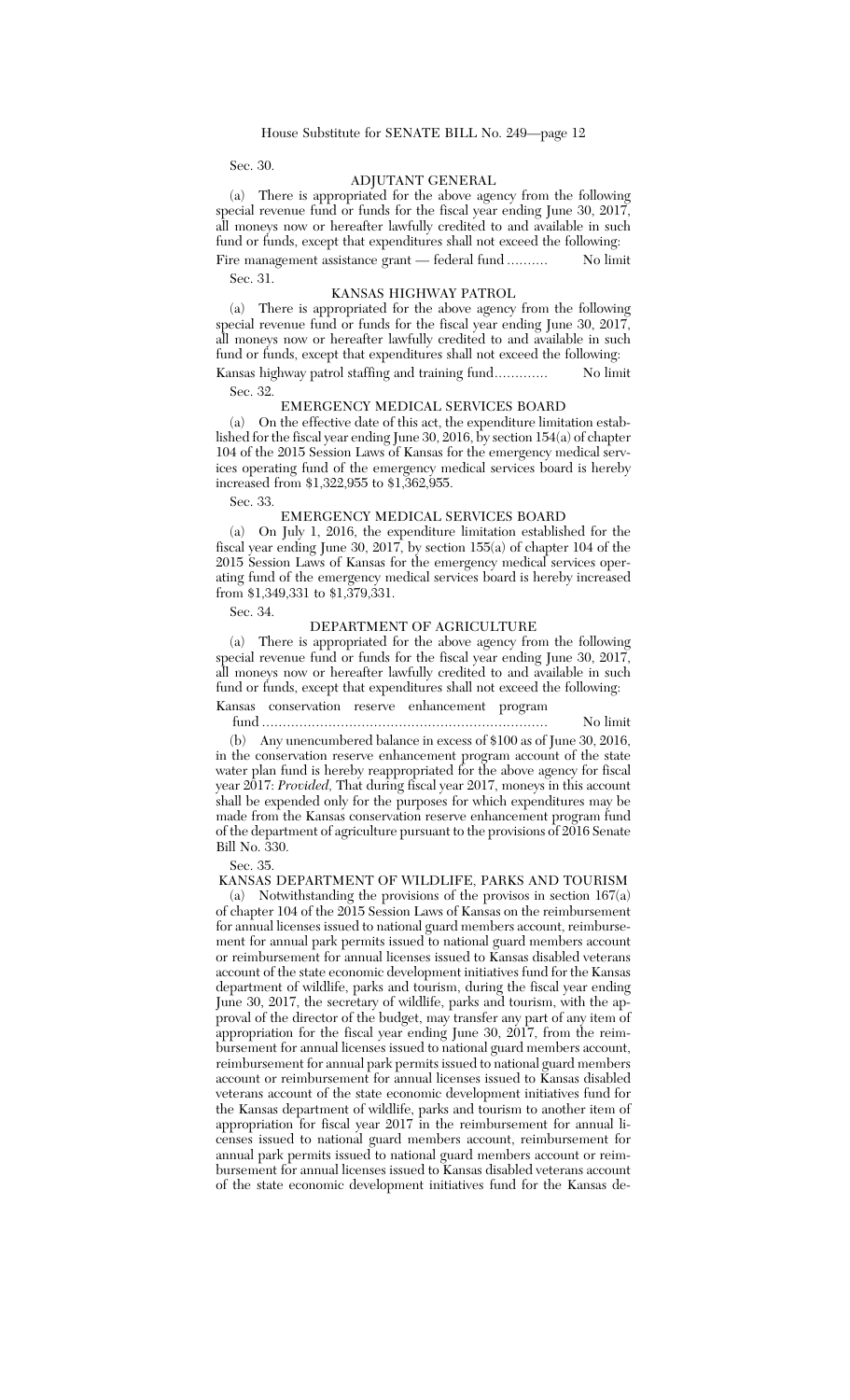Sec. 30.

## ADJUTANT GENERAL

(a) There is appropriated for the above agency from the following special revenue fund or funds for the fiscal year ending June 30, 2017, all moneys now or hereafter lawfully credited to and available in such fund or funds, except that expenditures shall not exceed the following:

Fire management assistance grant — federal fund .......... No limit

Sec. 31.

## KANSAS HIGHWAY PATROL

(a) There is appropriated for the above agency from the following special revenue fund or funds for the fiscal year ending June 30, 2017, all moneys now or hereafter lawfully credited to and available in such fund or funds, except that expenditures shall not exceed the following:

Kansas highway patrol staffing and training fund............. No limit

Sec. 32.

## EMERGENCY MEDICAL SERVICES BOARD

(a) On the effective date of this act, the expenditure limitation established for the fiscal year ending June 30, 2016, by section 154(a) of chapter 104 of the 2015 Session Laws of Kansas for the emergency medical services operating fund of the emergency medical services board is hereby increased from $1,322,955 to $1,362,955.

Sec. 33.

## EMERGENCY MEDICAL SERVICES BOARD

(a) On July 1, 2016, the expenditure limitation established for the fiscal year ending June 30, 2017, by section 155(a) of chapter 104 of the 2015 Session Laws of Kansas for the emergency medical services operating fund of the emergency medical services board is hereby increased from $1,349,331 to $1,379,331.

Sec. 34.

## DEPARTMENT OF AGRICULTURE

(a) There is appropriated for the above agency from the following special revenue fund or funds for the fiscal year ending June 30, 2017, all moneys now or hereafter lawfully credited to and available in such fund or funds, except that expenditures shall not exceed the following:

Kansas conservation reserve enhancement program fund ...................................................................... No limit

(b) Any unencumbered balance in excess of $100 as of June 30, 2016, in the conservation reserve enhancement program account of the state water plan fund is hereby reappropriated for the above agency for fiscal year 2017: *Provided,* That during fiscal year 2017, moneys in this account shall be expended only for the purposes for which expenditures may be made from the Kansas conservation reserve enhancement program fund of the department of agriculture pursuant to the provisions of 2016 Senate Bill No. 330.

Sec. 35.

## KANSAS DEPARTMENT OF WILDLIFE, PARKS AND TOURISM

(a) Notwithstanding the provisions of the provisos in section 167(a) of chapter 104 of the 2015 Session Laws of Kansas on the reimbursement for annual licenses issued to national guard members account, reimbursement for annual park permits issued to national guard members account or reimbursement for annual licenses issued to Kansas disabled veterans account of the state economic development initiatives fund for the Kansas department of wildlife, parks and tourism, during the fiscal year ending June 30, 2017, the secretary of wildlife, parks and tourism, with the approval of the director of the budget, may transfer any part of any item of appropriation for the fiscal year ending June 30, 2017, from the reimbursement for annual licenses issued to national guard members account, reimbursement for annual park permits issued to national guard members account or reimbursement for annual licenses issued to Kansas disabled veterans account of the state economic development initiatives fund for the Kansas department of wildlife, parks and tourism to another item of appropriation for fiscal year 2017 in the reimbursement for annual licenses issued to national guard members account, reimbursement for annual park permits issued to national guard members account or reimbursement for annual licenses issued to Kansas disabled veterans account of the state economic development initiatives fund for the Kansas de-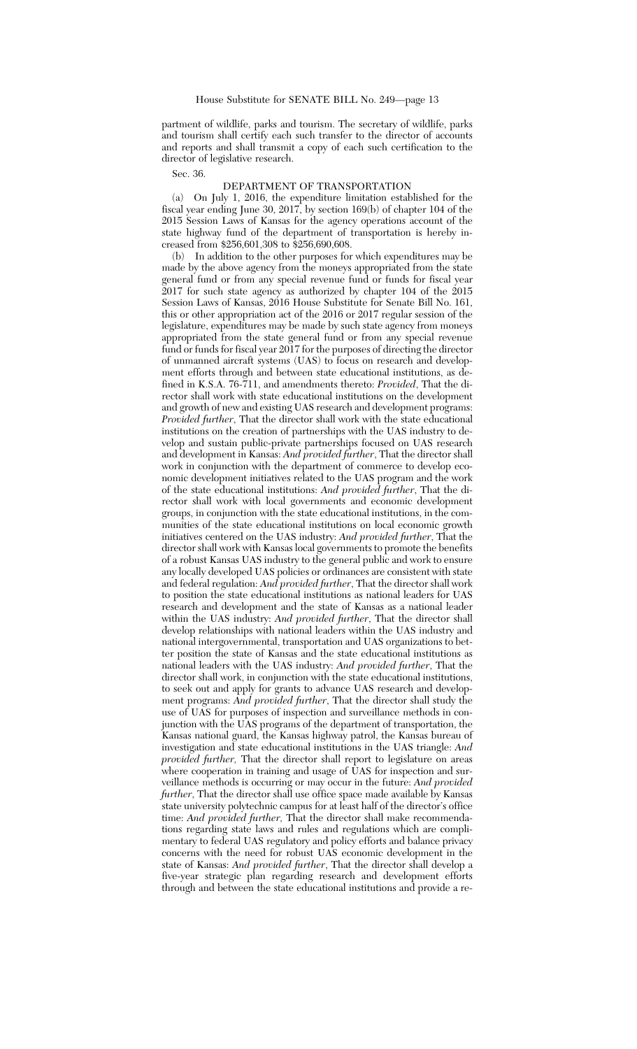partment of wildlife, parks and tourism. The secretary of wildlife, parks and tourism shall certify each such transfer to the director of accounts and reports and shall transmit a copy of each such certification to the director of legislative research.

Sec. 36.

DEPARTMENT OF TRANSPORTATION

(a) On July 1, 2016, the expenditure limitation established for the fiscal year ending June 30, 2017, by section 169(b) of chapter 104 of the 2015 Session Laws of Kansas for the agency operations account of the state highway fund of the department of transportation is hereby increased from $256,601,308 to $256,690,608.

(b) In addition to the other purposes for which expenditures may be made by the above agency from the moneys appropriated from the state general fund or from any special revenue fund or funds for fiscal year 2017 for such state agency as authorized by chapter 104 of the 2015 Session Laws of Kansas, 2016 House Substitute for Senate Bill No. 161, this or other appropriation act of the 2016 or 2017 regular session of the legislature, expenditures may be made by such state agency from moneys appropriated from the state general fund or from any special revenue fund or funds for fiscal year 2017 for the purposes of directing the director of unmanned aircraft systems (UAS) to focus on research and development efforts through and between state educational institutions, as defined in K.S.A. 76-711, and amendments thereto: *Provided*, That the director shall work with state educational institutions on the development and growth of new and existing UAS research and development programs: *Provided further*, That the director shall work with the state educational institutions on the creation of partnerships with the UAS industry to develop and sustain public-private partnerships focused on UAS research and development in Kansas: *And provided further*, That the director shall work in conjunction with the department of commerce to develop economic development initiatives related to the UAS program and the work of the state educational institutions: *And provided further*, That the director shall work with local governments and economic development groups, in conjunction with the state educational institutions, in the communities of the state educational institutions on local economic growth initiatives centered on the UAS industry: *And provided further*, That the director shall work with Kansas local governments to promote the benefits of a robust Kansas UAS industry to the general public and work to ensure any locally developed UAS policies or ordinances are consistent with state and federal regulation: *And provided further*, That the director shall work to position the state educational institutions as national leaders for UAS research and development and the state of Kansas as a national leader within the UAS industry: *And provided further*, That the director shall develop relationships with national leaders within the UAS industry and national intergovernmental, transportation and UAS organizations to better position the state of Kansas and the state educational institutions as national leaders with the UAS industry: *And provided further*, That the director shall work, in conjunction with the state educational institutions, to seek out and apply for grants to advance UAS research and development programs: *And provided further*, That the director shall study the use of UAS for purposes of inspection and surveillance methods in conjunction with the UAS programs of the department of transportation, the Kansas national guard, the Kansas highway patrol, the Kansas bureau of investigation and state educational institutions in the UAS triangle: *And provided further*, That the director shall report to legislature on areas where cooperation in training and usage of UAS for inspection and surveillance methods is occurring or may occur in the future: *And provided further*, That the director shall use office space made available by Kansas state university polytechnic campus for at least half of the director's office time: *And provided further*, That the director shall make recommendations regarding state laws and rules and regulations which are complimentary to federal UAS regulatory and policy efforts and balance privacy concerns with the need for robust UAS economic development in the state of Kansas: *And provided further*, That the director shall develop a five-year strategic plan regarding research and development efforts through and between the state educational institutions and provide a re-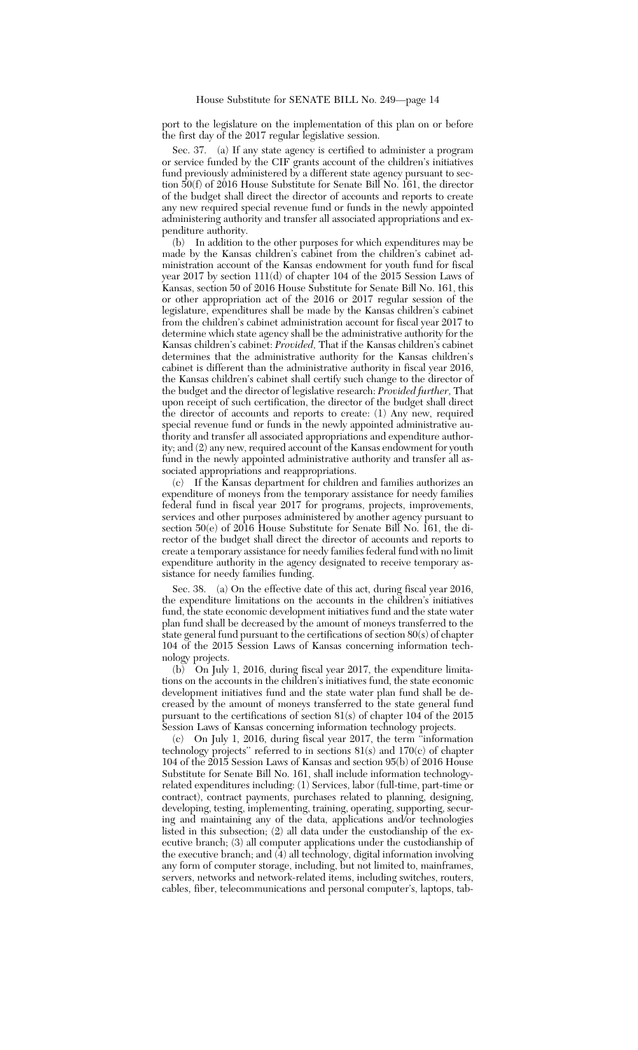port to the legislature on the implementation of this plan on or before the first day of the 2017 regular legislative session.

Sec. 37. (a) If any state agency is certified to administer a program or service funded by the CIF grants account of the children's initiatives fund previously administered by a different state agency pursuant to section 50(f) of 2016 House Substitute for Senate Bill No. 161, the director of the budget shall direct the director of accounts and reports to create any new required special revenue fund or funds in the newly appointed administering authority and transfer all associated appropriations and expenditure authority.

(b) In addition to the other purposes for which expenditures may be made by the Kansas children's cabinet from the children's cabinet administration account of the Kansas endowment for youth fund for fiscal year 2017 by section 111(d) of chapter 104 of the 2015 Session Laws of Kansas, section 50 of 2016 House Substitute for Senate Bill No. 161, this or other appropriation act of the 2016 or 2017 regular session of the legislature, expenditures shall be made by the Kansas children's cabinet from the children's cabinet administration account for fiscal year 2017 to determine which state agency shall be the administrative authority for the Kansas children's cabinet: *Provided,* That if the Kansas children's cabinet determines that the administrative authority for the Kansas children's cabinet is different than the administrative authority in fiscal year 2016, the Kansas children's cabinet shall certify such change to the director of the budget and the director of legislative research: *Provided further,* That upon receipt of such certification, the director of the budget shall direct the director of accounts and reports to create: (1) Any new, required special revenue fund or funds in the newly appointed administrative authority and transfer all associated appropriations and expenditure authority; and (2) any new, required account of the Kansas endowment for youth fund in the newly appointed administrative authority and transfer all associated appropriations and reappropriations.

(c) If the Kansas department for children and families authorizes an expenditure of moneys from the temporary assistance for needy families federal fund in fiscal year 2017 for programs, projects, improvements, services and other purposes administered by another agency pursuant to section 50(e) of 2016 House Substitute for Senate Bill No. 161, the director of the budget shall direct the director of accounts and reports to create a temporary assistance for needy families federal fund with no limit expenditure authority in the agency designated to receive temporary assistance for needy families funding.

Sec. 38. (a) On the effective date of this act, during fiscal year 2016, the expenditure limitations on the accounts in the children's initiatives fund, the state economic development initiatives fund and the state water plan fund shall be decreased by the amount of moneys transferred to the state general fund pursuant to the certifications of section 80(s) of chapter 104 of the 2015 Session Laws of Kansas concerning information technology projects.

(b) On July 1, 2016, during fiscal year 2017, the expenditure limitations on the accounts in the children's initiatives fund, the state economic development initiatives fund and the state water plan fund shall be decreased by the amount of moneys transferred to the state general fund pursuant to the certifications of section 81(s) of chapter 104 of the 2015 Session Laws of Kansas concerning information technology projects.

(c) On July 1, 2016, during fiscal year 2017, the term "information technology projects" referred to in sections 81(s) and 170(c) of chapter 104 of the 2015 Session Laws of Kansas and section 95(b) of 2016 House Substitute for Senate Bill No. 161, shall include information technology-related expenditures including: (1) Services, labor (full-time, part-time or contract), contract payments, purchases related to planning, designing, developing, testing, implementing, training, operating, supporting, securing and maintaining any of the data, applications and/or technologies listed in this subsection; (2) all data under the custodianship of the executive branch; (3) all computer applications under the custodianship of the executive branch; and (4) all technology, digital information involving any form of computer storage, including, but not limited to, mainframes, servers, networks and network-related items, including switches, routers, cables, fiber, telecommunications and personal computer's, laptops, tab-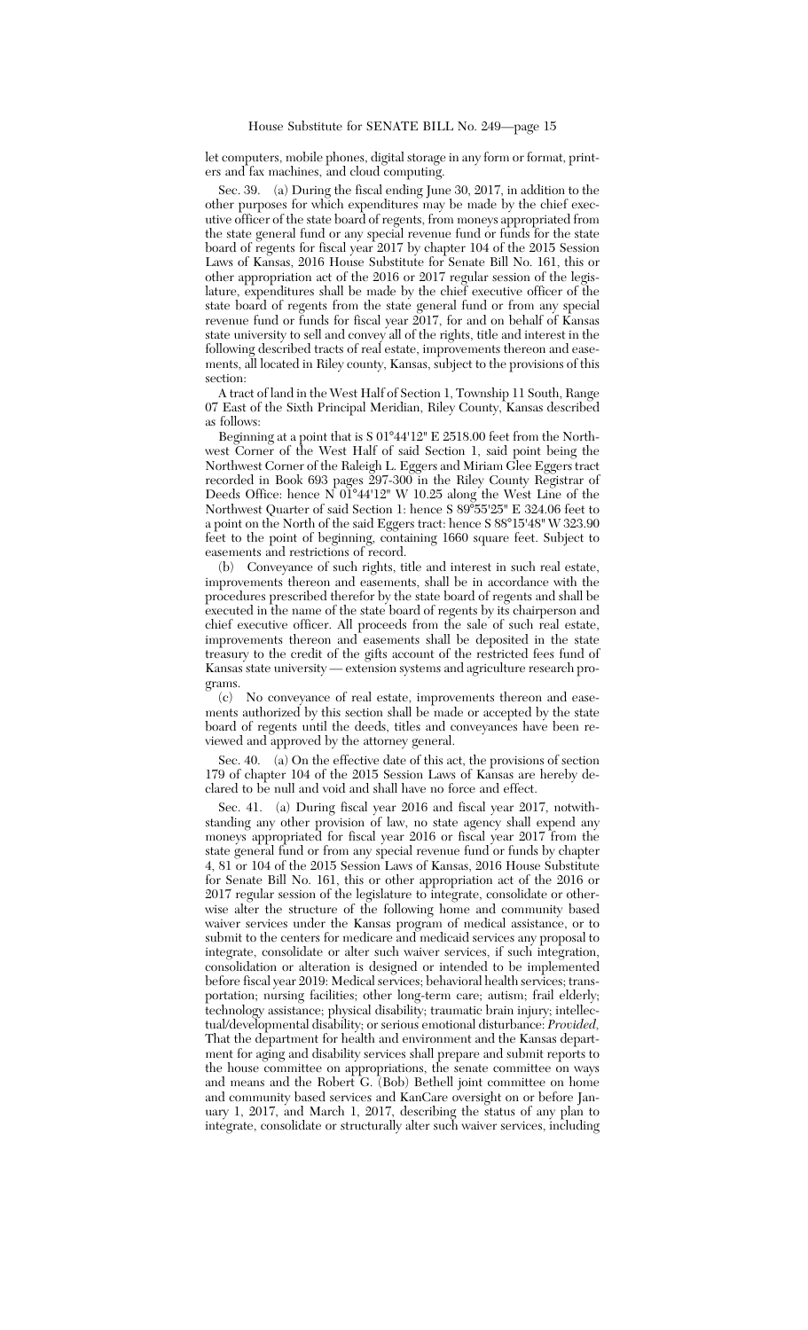let computers, mobile phones, digital storage in any form or format, printers and fax machines, and cloud computing.

Sec. 39. (a) During the fiscal ending June 30, 2017, in addition to the other purposes for which expenditures may be made by the chief executive officer of the state board of regents, from moneys appropriated from the state general fund or any special revenue fund or funds for the state board of regents for fiscal year 2017 by chapter 104 of the 2015 Session Laws of Kansas, 2016 House Substitute for Senate Bill No. 161, this or other appropriation act of the 2016 or 2017 regular session of the legislature, expenditures shall be made by the chief executive officer of the state board of regents from the state general fund or from any special revenue fund or funds for fiscal year 2017, for and on behalf of Kansas state university to sell and convey all of the rights, title and interest in the following described tracts of real estate, improvements thereon and easements, all located in Riley county, Kansas, subject to the provisions of this section:

A tract of land in the West Half of Section 1, Township 11 South, Range 07 East of the Sixth Principal Meridian, Riley County, Kansas described as follows:

Beginning at a point that is S 01°44'12" E 2518.00 feet from the Northwest Corner of the West Half of said Section 1, said point being the Northwest Corner of the Raleigh L. Eggers and Miriam Glee Eggers tract recorded in Book 693 pages 297-300 in the Riley County Registrar of Deeds Office: hence N 01°44'12" W 10.25 along the West Line of the Northwest Quarter of said Section 1: hence S 89°55'25" E 324.06 feet to a point on the North of the said Eggers tract: hence S 88°15'48" W 323.90 feet to the point of beginning, containing 1660 square feet. Subject to easements and restrictions of record.

(b) Conveyance of such rights, title and interest in such real estate, improvements thereon and easements, shall be in accordance with the procedures prescribed therefor by the state board of regents and shall be executed in the name of the state board of regents by its chairperson and chief executive officer. All proceeds from the sale of such real estate, improvements thereon and easements shall be deposited in the state treasury to the credit of the gifts account of the restricted fees fund of Kansas state university — extension systems and agriculture research programs.

(c) No conveyance of real estate, improvements thereon and easements authorized by this section shall be made or accepted by the state board of regents until the deeds, titles and conveyances have been reviewed and approved by the attorney general.

Sec. 40. (a) On the effective date of this act, the provisions of section 179 of chapter 104 of the 2015 Session Laws of Kansas are hereby declared to be null and void and shall have no force and effect.

Sec. 41. (a) During fiscal year 2016 and fiscal year 2017, notwithstanding any other provision of law, no state agency shall expend any moneys appropriated for fiscal year 2016 or fiscal year 2017 from the state general fund or from any special revenue fund or funds by chapter 4, 81 or 104 of the 2015 Session Laws of Kansas, 2016 House Substitute for Senate Bill No. 161, this or other appropriation act of the 2016 or 2017 regular session of the legislature to integrate, consolidate or otherwise alter the structure of the following home and community based waiver services under the Kansas program of medical assistance, or to submit to the centers for medicare and medicaid services any proposal to integrate, consolidate or alter such waiver services, if such integration, consolidation or alteration is designed or intended to be implemented before fiscal year 2019: Medical services; behavioral health services; transportation; nursing facilities; other long-term care; autism; frail elderly; technology assistance; physical disability; traumatic brain injury; intellectual/developmental disability; or serious emotional disturbance: *Provided,* That the department for health and environment and the Kansas department for aging and disability services shall prepare and submit reports to the house committee on appropriations, the senate committee on ways and means and the Robert G. (Bob) Bethell joint committee on home and community based services and KanCare oversight on or before January 1, 2017, and March 1, 2017, describing the status of any plan to integrate, consolidate or structurally alter such waiver services, including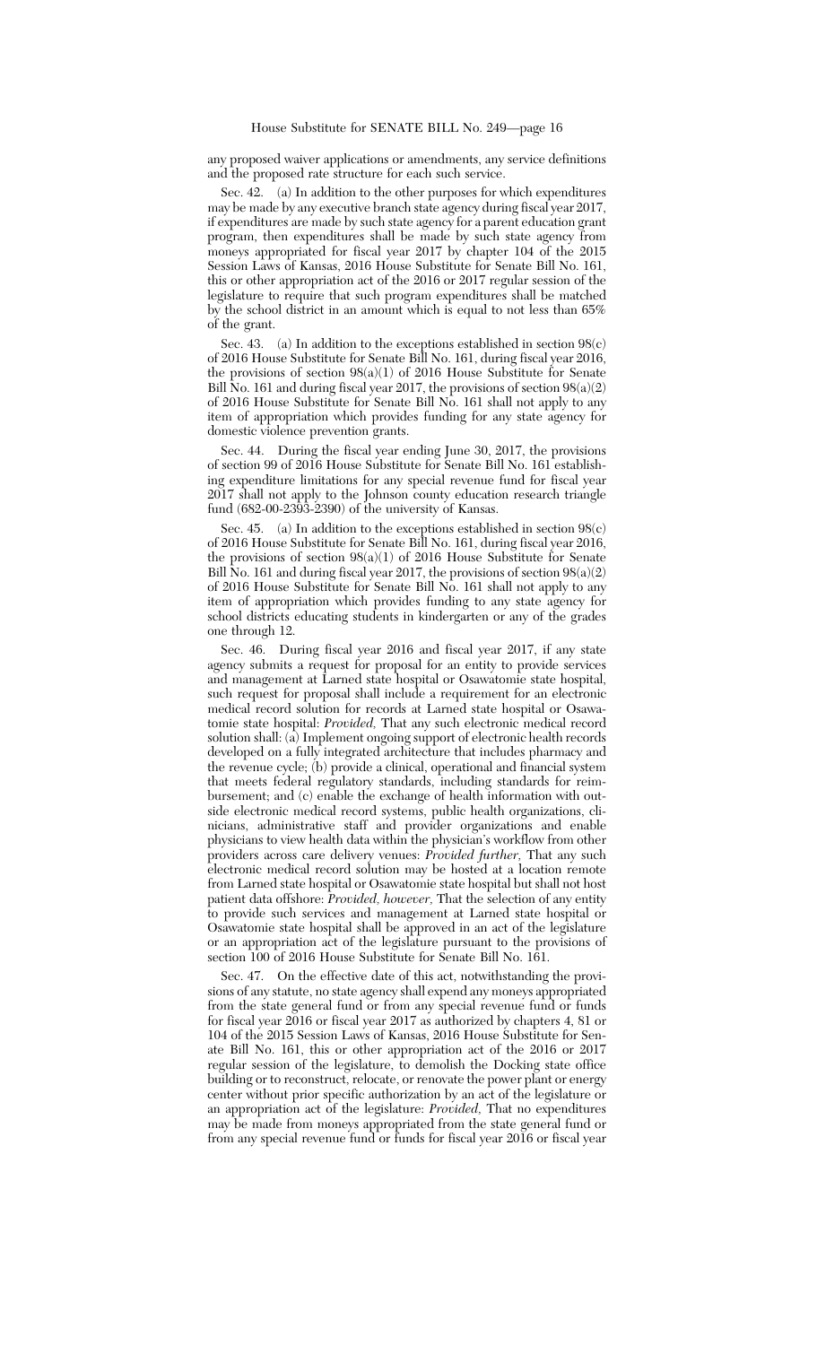any proposed waiver applications or amendments, any service definitions and the proposed rate structure for each such service.

Sec. 42. (a) In addition to the other purposes for which expenditures may be made by any executive branch state agency during fiscal year 2017, if expenditures are made by such state agency for a parent education grant program, then expenditures shall be made by such state agency from moneys appropriated for fiscal year 2017 by chapter 104 of the 2015 Session Laws of Kansas, 2016 House Substitute for Senate Bill No. 161, this or other appropriation act of the 2016 or 2017 regular session of the legislature to require that such program expenditures shall be matched by the school district in an amount which is equal to not less than 65% of the grant.

Sec. 43. (a) In addition to the exceptions established in section 98(c) of 2016 House Substitute for Senate Bill No. 161, during fiscal year 2016, the provisions of section 98(a)(1) of 2016 House Substitute for Senate Bill No. 161 and during fiscal year 2017, the provisions of section 98(a)(2) of 2016 House Substitute for Senate Bill No. 161 shall not apply to any item of appropriation which provides funding for any state agency for domestic violence prevention grants.

Sec. 44. During the fiscal year ending June 30, 2017, the provisions of section 99 of 2016 House Substitute for Senate Bill No. 161 establishing expenditure limitations for any special revenue fund for fiscal year 2017 shall not apply to the Johnson county education research triangle fund (682-00-2393-2390) of the university of Kansas.

Sec. 45. (a) In addition to the exceptions established in section 98(c) of 2016 House Substitute for Senate Bill No. 161, during fiscal year 2016, the provisions of section 98(a)(1) of 2016 House Substitute for Senate Bill No. 161 and during fiscal year 2017, the provisions of section 98(a)(2) of 2016 House Substitute for Senate Bill No. 161 shall not apply to any item of appropriation which provides funding to any state agency for school districts educating students in kindergarten or any of the grades one through 12.

Sec. 46. During fiscal year 2016 and fiscal year 2017, if any state agency submits a request for proposal for an entity to provide services and management at Larned state hospital or Osawatomie state hospital, such request for proposal shall include a requirement for an electronic medical record solution for records at Larned state hospital or Osawatomie state hospital: *Provided,* That any such electronic medical record solution shall: (a) Implement ongoing support of electronic health records developed on a fully integrated architecture that includes pharmacy and the revenue cycle; (b) provide a clinical, operational and financial system that meets federal regulatory standards, including standards for reimbursement; and (c) enable the exchange of health information with outside electronic medical record systems, public health organizations, clinicians, administrative staff and provider organizations and enable physicians to view health data within the physician's workflow from other providers across care delivery venues: *Provided further,* That any such electronic medical record solution may be hosted at a location remote from Larned state hospital or Osawatomie state hospital but shall not host patient data offshore: *Provided, however,* That the selection of any entity to provide such services and management at Larned state hospital or Osawatomie state hospital shall be approved in an act of the legislature or an appropriation act of the legislature pursuant to the provisions of section 100 of 2016 House Substitute for Senate Bill No. 161.

Sec. 47. On the effective date of this act, notwithstanding the provisions of any statute, no state agency shall expend any moneys appropriated from the state general fund or from any special revenue fund or funds for fiscal year 2016 or fiscal year 2017 as authorized by chapters 4, 81 or 104 of the 2015 Session Laws of Kansas, 2016 House Substitute for Senate Bill No. 161, this or other appropriation act of the 2016 or 2017 regular session of the legislature, to demolish the Docking state office building or to reconstruct, relocate, or renovate the power plant or energy center without prior specific authorization by an act of the legislature or an appropriation act of the legislature: *Provided,* That no expenditures may be made from moneys appropriated from the state general fund or from any special revenue fund or funds for fiscal year 2016 or fiscal year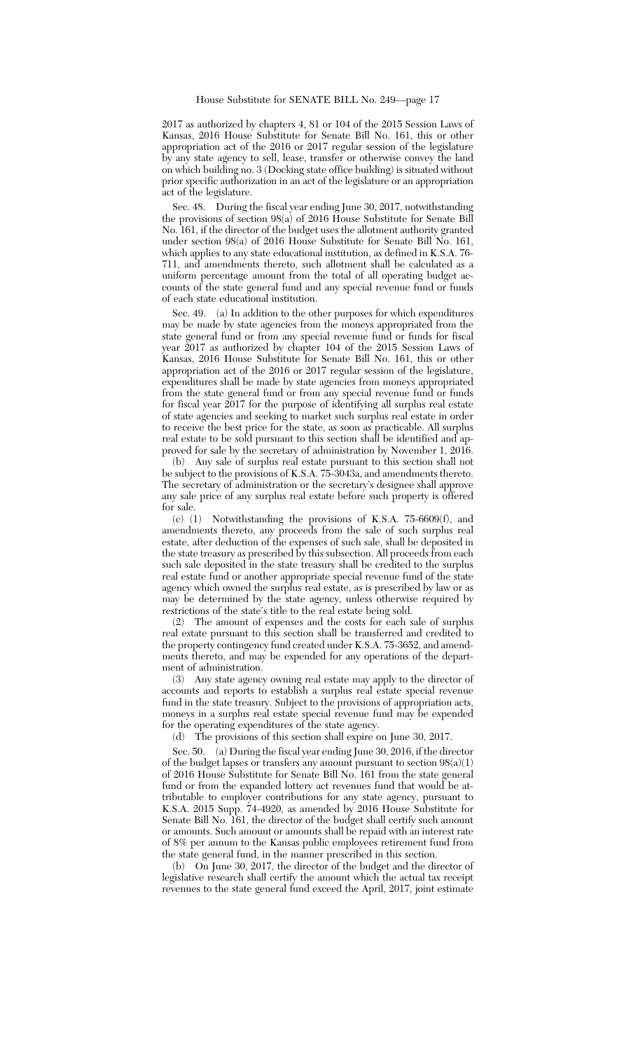2017 as authorized by chapters 4, 81 or 104 of the 2015 Session Laws of Kansas, 2016 House Substitute for Senate Bill No. 161, this or other appropriation act of the 2016 or 2017 regular session of the legislature by any state agency to sell, lease, transfer or otherwise convey the land on which building no. 3 (Docking state office building) is situated without prior specific authorization in an act of the legislature or an appropriation act of the legislature.

Sec. 48. During the fiscal year ending June 30, 2017, notwithstanding the provisions of section 98(a) of 2016 House Substitute for Senate Bill No. 161, if the director of the budget uses the allotment authority granted under section 98(a) of 2016 House Substitute for Senate Bill No. 161, which applies to any state educational institution, as defined in K.S.A. 76-711, and amendments thereto, such allotment shall be calculated as a uniform percentage amount from the total of all operating budget accounts of the state general fund and any special revenue fund or funds of each state educational institution.

Sec. 49. (a) In addition to the other purposes for which expenditures may be made by state agencies from the moneys appropriated from the state general fund or from any special revenue fund or funds for fiscal year 2017 as authorized by chapter 104 of the 2015 Session Laws of Kansas, 2016 House Substitute for Senate Bill No. 161, this or other appropriation act of the 2016 or 2017 regular session of the legislature, expenditures shall be made by state agencies from moneys appropriated from the state general fund or from any special revenue fund or funds for fiscal year 2017 for the purpose of identifying all surplus real estate of state agencies and seeking to market such surplus real estate in order to receive the best price for the state, as soon as practicable. All surplus real estate to be sold pursuant to this section shall be identified and approved for sale by the secretary of administration by November 1, 2016.

(b) Any sale of surplus real estate pursuant to this section shall not be subject to the provisions of K.S.A. 75-3043a, and amendments thereto. The secretary of administration or the secretary's designee shall approve any sale price of any surplus real estate before such property is offered for sale.

(c) (1) Notwithstanding the provisions of K.S.A. 75-6609(f), and amendments thereto, any proceeds from the sale of such surplus real estate, after deduction of the expenses of such sale, shall be deposited in the state treasury as prescribed by this subsection. All proceeds from each such sale deposited in the state treasury shall be credited to the surplus real estate fund or another appropriate special revenue fund of the state agency which owned the surplus real estate, as is prescribed by law or as may be determined by the state agency, unless otherwise required by restrictions of the state's title to the real estate being sold.

(2) The amount of expenses and the costs for each sale of surplus real estate pursuant to this section shall be transferred and credited to the property contingency fund created under K.S.A. 75-3652, and amendments thereto, and may be expended for any operations of the department of administration.

(3) Any state agency owning real estate may apply to the director of accounts and reports to establish a surplus real estate special revenue fund in the state treasury. Subject to the provisions of appropriation acts, moneys in a surplus real estate special revenue fund may be expended for the operating expenditures of the state agency.

(d) The provisions of this section shall expire on June 30, 2017.

Sec. 50. (a) During the fiscal year ending June 30, 2016, if the director of the budget lapses or transfers any amount pursuant to section 98(a)(1) of 2016 House Substitute for Senate Bill No. 161 from the state general fund or from the expanded lottery act revenues fund that would be attributable to employer contributions for any state agency, pursuant to K.S.A. 2015 Supp. 74-4920, as amended by 2016 House Substitute for Senate Bill No. 161, the director of the budget shall certify such amount or amounts. Such amount or amounts shall be repaid with an interest rate of 8% per annum to the Kansas public employees retirement fund from the state general fund, in the manner prescribed in this section.

(b) On June 30, 2017, the director of the budget and the director of legislative research shall certify the amount which the actual tax receipt revenues to the state general fund exceed the April, 2017, joint estimate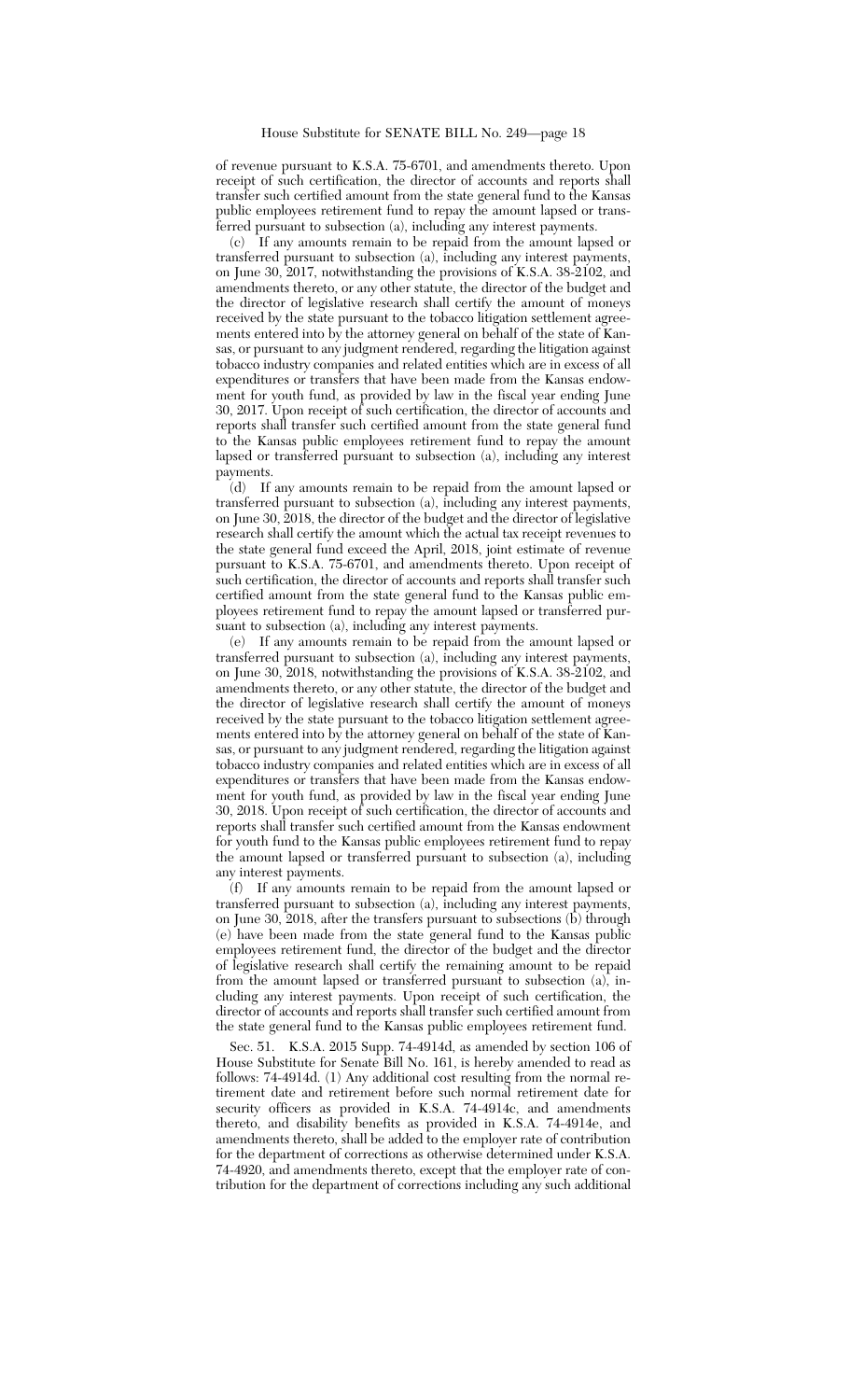of revenue pursuant to K.S.A. 75-6701, and amendments thereto. Upon receipt of such certification, the director of accounts and reports shall transfer such certified amount from the state general fund to the Kansas public employees retirement fund to repay the amount lapsed or transferred pursuant to subsection (a), including any interest payments.

(c) If any amounts remain to be repaid from the amount lapsed or transferred pursuant to subsection (a), including any interest payments, on June 30, 2017, notwithstanding the provisions of K.S.A. 38-2102, and amendments thereto, or any other statute, the director of the budget and the director of legislative research shall certify the amount of moneys received by the state pursuant to the tobacco litigation settlement agreements entered into by the attorney general on behalf of the state of Kansas, or pursuant to any judgment rendered, regarding the litigation against tobacco industry companies and related entities which are in excess of all expenditures or transfers that have been made from the Kansas endowment for youth fund, as provided by law in the fiscal year ending June 30, 2017. Upon receipt of such certification, the director of accounts and reports shall transfer such certified amount from the state general fund to the Kansas public employees retirement fund to repay the amount lapsed or transferred pursuant to subsection (a), including any interest payments.

(d) If any amounts remain to be repaid from the amount lapsed or transferred pursuant to subsection (a), including any interest payments, on June 30, 2018, the director of the budget and the director of legislative research shall certify the amount which the actual tax receipt revenues to the state general fund exceed the April, 2018, joint estimate of revenue pursuant to K.S.A. 75-6701, and amendments thereto. Upon receipt of such certification, the director of accounts and reports shall transfer such certified amount from the state general fund to the Kansas public employees retirement fund to repay the amount lapsed or transferred pursuant to subsection (a), including any interest payments.

(e) If any amounts remain to be repaid from the amount lapsed or transferred pursuant to subsection (a), including any interest payments, on June 30, 2018, notwithstanding the provisions of K.S.A. 38-2102, and amendments thereto, or any other statute, the director of the budget and the director of legislative research shall certify the amount of moneys received by the state pursuant to the tobacco litigation settlement agreements entered into by the attorney general on behalf of the state of Kansas, or pursuant to any judgment rendered, regarding the litigation against tobacco industry companies and related entities which are in excess of all expenditures or transfers that have been made from the Kansas endowment for youth fund, as provided by law in the fiscal year ending June 30, 2018. Upon receipt of such certification, the director of accounts and reports shall transfer such certified amount from the Kansas endowment for youth fund to the Kansas public employees retirement fund to repay the amount lapsed or transferred pursuant to subsection (a), including any interest payments.

(f) If any amounts remain to be repaid from the amount lapsed or transferred pursuant to subsection (a), including any interest payments, on June 30, 2018, after the transfers pursuant to subsections (b) through (e) have been made from the state general fund to the Kansas public employees retirement fund, the director of the budget and the director of legislative research shall certify the remaining amount to be repaid from the amount lapsed or transferred pursuant to subsection (a), including any interest payments. Upon receipt of such certification, the director of accounts and reports shall transfer such certified amount from the state general fund to the Kansas public employees retirement fund.

Sec. 51. K.S.A. 2015 Supp. 74-4914d, as amended by section 106 of House Substitute for Senate Bill No. 161, is hereby amended to read as follows: 74-4914d. (1) Any additional cost resulting from the normal retirement date and retirement before such normal retirement date for security officers as provided in K.S.A. 74-4914c, and amendments thereto, and disability benefits as provided in K.S.A. 74-4914e, and amendments thereto, shall be added to the employer rate of contribution for the department of corrections as otherwise determined under K.S.A. 74-4920, and amendments thereto, except that the employer rate of contribution for the department of corrections including any such additional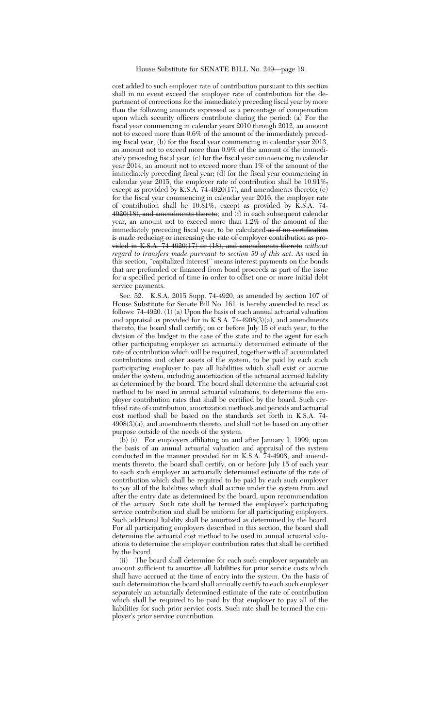cost added to such employer rate of contribution pursuant to this section shall in no event exceed the employer rate of contribution for the department of corrections for the immediately preceding fiscal year by more than the following amounts expressed as a percentage of compensation upon which security officers contribute during the period: (a) For the fiscal year commencing in calendar years 2010 through 2012, an amount not to exceed more than 0.6% of the amount of the immediately preceding fiscal year; (b) for the fiscal year commencing in calendar year 2013, an amount not to exceed more than 0.9% of the amount of the immediately preceding fiscal year; (c) for the fiscal year commencing in calendar year 2014, an amount not to exceed more than 1% of the amount of the immediately preceding fiscal year; (d) for the fiscal year commencing in calendar year 2015, the employer rate of contribution shall be 10.91%~~, except as provided by K.S.A. 74-4920(17), and amendments thereto~~; (e) for the fiscal year commencing in calendar year 2016, the employer rate of contribution shall be 10.81%~~, except as provided by K.S.A. 74-4920(18), and amendments thereto~~; and (f) in each subsequent calendar year, an amount not to exceed more than 1.2% of the amount of the immediately preceding fiscal year, to be calculated ~~as if no certification is made reducing or increasing the rate of employer contribution as provided in K.S.A. 74-4920(17) or (18), and amendments thereto~~ *without regard to transfers made pursuant to section 50 of this act*. As used in this section, "capitalized interest" means interest payments on the bonds that are prefunded or financed from bond proceeds as part of the issue for a specified period of time in order to offset one or more initial debt service payments.

Sec. 52. K.S.A. 2015 Supp. 74-4920, as amended by section 107 of House Substitute for Senate Bill No. 161, is hereby amended to read as follows: 74-4920. (1) (a) Upon the basis of each annual actuarial valuation and appraisal as provided for in K.S.A. 74-4908(3)(a), and amendments thereto, the board shall certify, on or before July 15 of each year, to the division of the budget in the case of the state and to the agent for each other participating employer an actuarially determined estimate of the rate of contribution which will be required, together with all accumulated contributions and other assets of the system, to be paid by each such participating employer to pay all liabilities which shall exist or accrue under the system, including amortization of the actuarial accrued liability as determined by the board. The board shall determine the actuarial cost method to be used in annual actuarial valuations, to determine the employer contribution rates that shall be certified by the board. Such certified rate of contribution, amortization methods and periods and actuarial cost method shall be based on the standards set forth in K.S.A. 74-4908(3)(a), and amendments thereto, and shall not be based on any other purpose outside of the needs of the system.

(b) (i) For employers affiliating on and after January 1, 1999, upon the basis of an annual actuarial valuation and appraisal of the system conducted in the manner provided for in K.S.A. 74-4908, and amendments thereto, the board shall certify, on or before July 15 of each year to each such employer an actuarially determined estimate of the rate of contribution which shall be required to be paid by each such employer to pay all of the liabilities which shall accrue under the system from and after the entry date as determined by the board, upon recommendation of the actuary. Such rate shall be termed the employer's participating service contribution and shall be uniform for all participating employers. Such additional liability shall be amortized as determined by the board. For all participating employers described in this section, the board shall determine the actuarial cost method to be used in annual actuarial valuations to determine the employer contribution rates that shall be certified by the board.

(ii) The board shall determine for each such employer separately an amount sufficient to amortize all liabilities for prior service costs which shall have accrued at the time of entry into the system. On the basis of such determination the board shall annually certify to each such employer separately an actuarially determined estimate of the rate of contribution which shall be required to be paid by that employer to pay all of the liabilities for such prior service costs. Such rate shall be termed the employer's prior service contribution.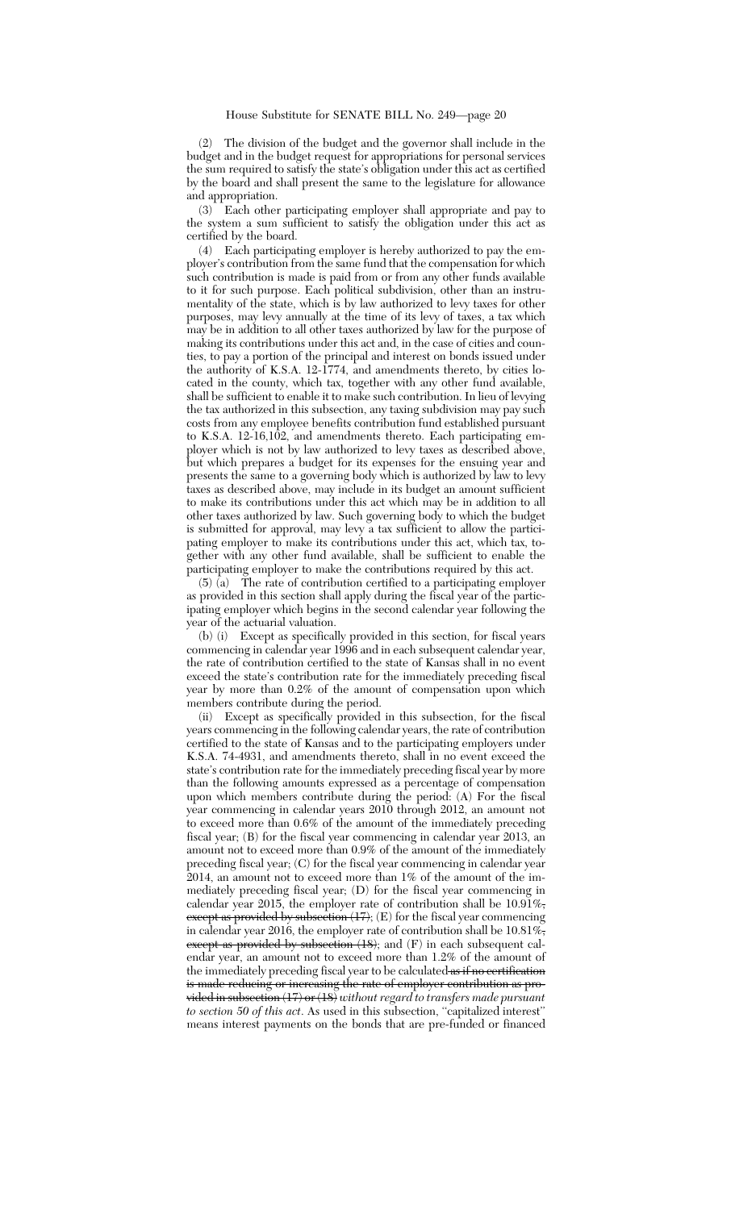(2) The division of the budget and the governor shall include in the budget and in the budget request for appropriations for personal services the sum required to satisfy the state's obligation under this act as certified by the board and shall present the same to the legislature for allowance and appropriation.

(3) Each other participating employer shall appropriate and pay to the system a sum sufficient to satisfy the obligation under this act as certified by the board.

(4) Each participating employer is hereby authorized to pay the employer's contribution from the same fund that the compensation for which such contribution is made is paid from or from any other funds available to it for such purpose. Each political subdivision, other than an instrumentality of the state, which is by law authorized to levy taxes for other purposes, may levy annually at the time of its levy of taxes, a tax which may be in addition to all other taxes authorized by law for the purpose of making its contributions under this act and, in the case of cities and counties, to pay a portion of the principal and interest on bonds issued under the authority of K.S.A. 12-1774, and amendments thereto, by cities located in the county, which tax, together with any other fund available, shall be sufficient to enable it to make such contribution. In lieu of levying the tax authorized in this subsection, any taxing subdivision may pay such costs from any employee benefits contribution fund established pursuant to K.S.A. 12-16,102, and amendments thereto. Each participating employer which is not by law authorized to levy taxes as described above, but which prepares a budget for its expenses for the ensuing year and presents the same to a governing body which is authorized by law to levy taxes as described above, may include in its budget an amount sufficient to make its contributions under this act which may be in addition to all other taxes authorized by law. Such governing body to which the budget is submitted for approval, may levy a tax sufficient to allow the participating employer to make its contributions under this act, which tax, together with any other fund available, shall be sufficient to enable the participating employer to make the contributions required by this act.

(5) (a) The rate of contribution certified to a participating employer as provided in this section shall apply during the fiscal year of the participating employer which begins in the second calendar year following the year of the actuarial valuation.

(b) (i) Except as specifically provided in this section, for fiscal years commencing in calendar year 1996 and in each subsequent calendar year, the rate of contribution certified to the state of Kansas shall in no event exceed the state's contribution rate for the immediately preceding fiscal year by more than 0.2% of the amount of compensation upon which members contribute during the period.

(ii) Except as specifically provided in this subsection, for the fiscal years commencing in the following calendar years, the rate of contribution certified to the state of Kansas and to the participating employers under K.S.A. 74-4931, and amendments thereto, shall in no event exceed the state's contribution rate for the immediately preceding fiscal year by more than the following amounts expressed as a percentage of compensation upon which members contribute during the period: (A) For the fiscal year commencing in calendar years 2010 through 2012, an amount not to exceed more than 0.6% of the amount of the immediately preceding fiscal year; (B) for the fiscal year commencing in calendar year 2013, an amount not to exceed more than 0.9% of the amount of the immediately preceding fiscal year; (C) for the fiscal year commencing in calendar year 2014, an amount not to exceed more than 1% of the amount of the immediately preceding fiscal year; (D) for the fiscal year commencing in calendar year 2015, the employer rate of contribution shall be 10.91%~~, except as provided by subsection (17)~~; (E) for the fiscal year commencing in calendar year 2016, the employer rate of contribution shall be 10.81%~~, except as provided by subsection (18)~~; and (F) in each subsequent calendar year, an amount not to exceed more than 1.2% of the amount of the immediately preceding fiscal year to be calculated ~~as if no certification is made reducing or increasing the rate of employer contribution as provided in subsection (17) or (18)~~ *without regard to transfers made pursuant to section 50 of this act*. As used in this subsection, "capitalized interest" means interest payments on the bonds that are pre-funded or financed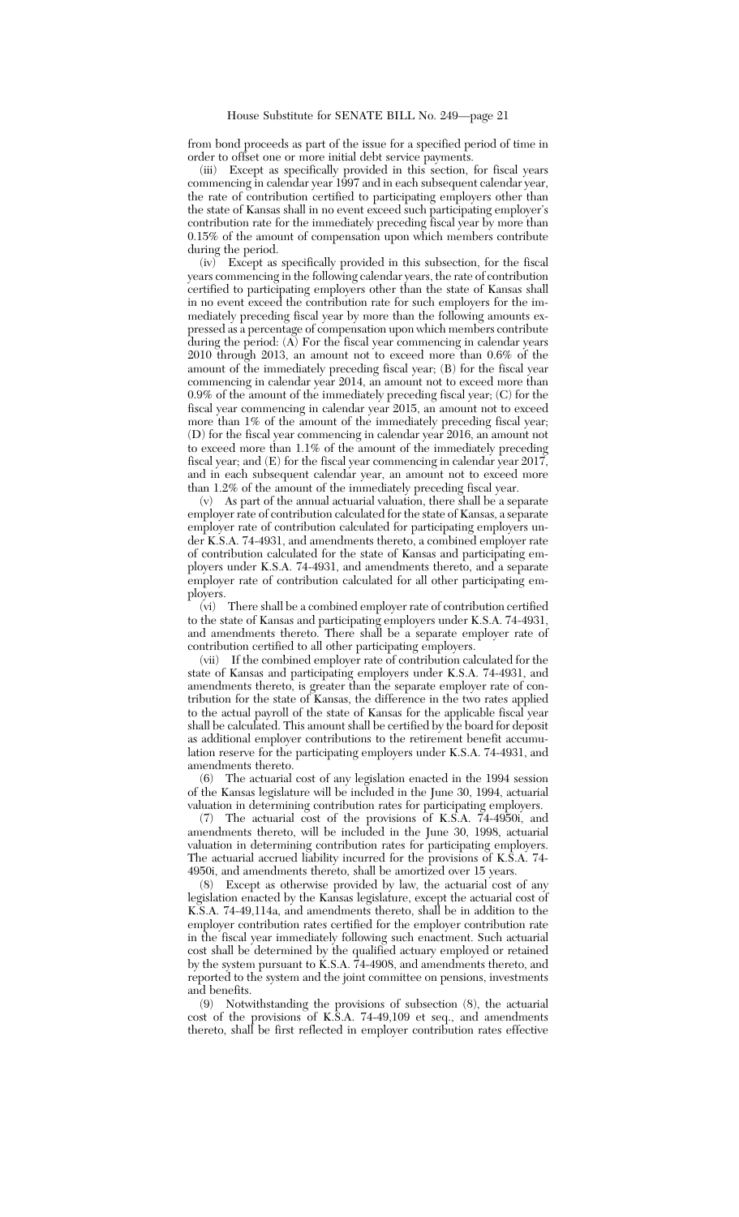from bond proceeds as part of the issue for a specified period of time in order to offset one or more initial debt service payments.

(iii) Except as specifically provided in this section, for fiscal years commencing in calendar year 1997 and in each subsequent calendar year, the rate of contribution certified to participating employers other than the state of Kansas shall in no event exceed such participating employer's contribution rate for the immediately preceding fiscal year by more than 0.15% of the amount of compensation upon which members contribute during the period.

(iv) Except as specifically provided in this subsection, for the fiscal years commencing in the following calendar years, the rate of contribution certified to participating employers other than the state of Kansas shall in no event exceed the contribution rate for such employers for the immediately preceding fiscal year by more than the following amounts expressed as a percentage of compensation upon which members contribute during the period: (A) For the fiscal year commencing in calendar years 2010 through 2013, an amount not to exceed more than 0.6% of the amount of the immediately preceding fiscal year; (B) for the fiscal year commencing in calendar year 2014, an amount not to exceed more than 0.9% of the amount of the immediately preceding fiscal year; (C) for the fiscal year commencing in calendar year 2015, an amount not to exceed more than 1% of the amount of the immediately preceding fiscal year; (D) for the fiscal year commencing in calendar year 2016, an amount not to exceed more than 1.1% of the amount of the immediately preceding fiscal year; and (E) for the fiscal year commencing in calendar year 2017, and in each subsequent calendar year, an amount not to exceed more than 1.2% of the amount of the immediately preceding fiscal year.

(v) As part of the annual actuarial valuation, there shall be a separate employer rate of contribution calculated for the state of Kansas, a separate employer rate of contribution calculated for participating employers under K.S.A. 74-4931, and amendments thereto, a combined employer rate of contribution calculated for the state of Kansas and participating employers under K.S.A. 74-4931, and amendments thereto, and a separate employer rate of contribution calculated for all other participating employers.

(vi) There shall be a combined employer rate of contribution certified to the state of Kansas and participating employers under K.S.A. 74-4931, and amendments thereto. There shall be a separate employer rate of contribution certified to all other participating employers.

(vii) If the combined employer rate of contribution calculated for the state of Kansas and participating employers under K.S.A. 74-4931, and amendments thereto, is greater than the separate employer rate of contribution for the state of Kansas, the difference in the two rates applied to the actual payroll of the state of Kansas for the applicable fiscal year shall be calculated. This amount shall be certified by the board for deposit as additional employer contributions to the retirement benefit accumulation reserve for the participating employers under K.S.A. 74-4931, and amendments thereto.

(6) The actuarial cost of any legislation enacted in the 1994 session of the Kansas legislature will be included in the June 30, 1994, actuarial valuation in determining contribution rates for participating employers.

(7) The actuarial cost of the provisions of K.S.A. 74-4950i, and amendments thereto, will be included in the June 30, 1998, actuarial valuation in determining contribution rates for participating employers. The actuarial accrued liability incurred for the provisions of K.S.A. 74-4950i, and amendments thereto, shall be amortized over 15 years.

(8) Except as otherwise provided by law, the actuarial cost of any legislation enacted by the Kansas legislature, except the actuarial cost of K.S.A. 74-49,114a, and amendments thereto, shall be in addition to the employer contribution rates certified for the employer contribution rate in the fiscal year immediately following such enactment. Such actuarial cost shall be determined by the qualified actuary employed or retained by the system pursuant to K.S.A. 74-4908, and amendments thereto, and reported to the system and the joint committee on pensions, investments and benefits.

(9) Notwithstanding the provisions of subsection (8), the actuarial cost of the provisions of K.S.A. 74-49,109 et seq., and amendments thereto, shall be first reflected in employer contribution rates effective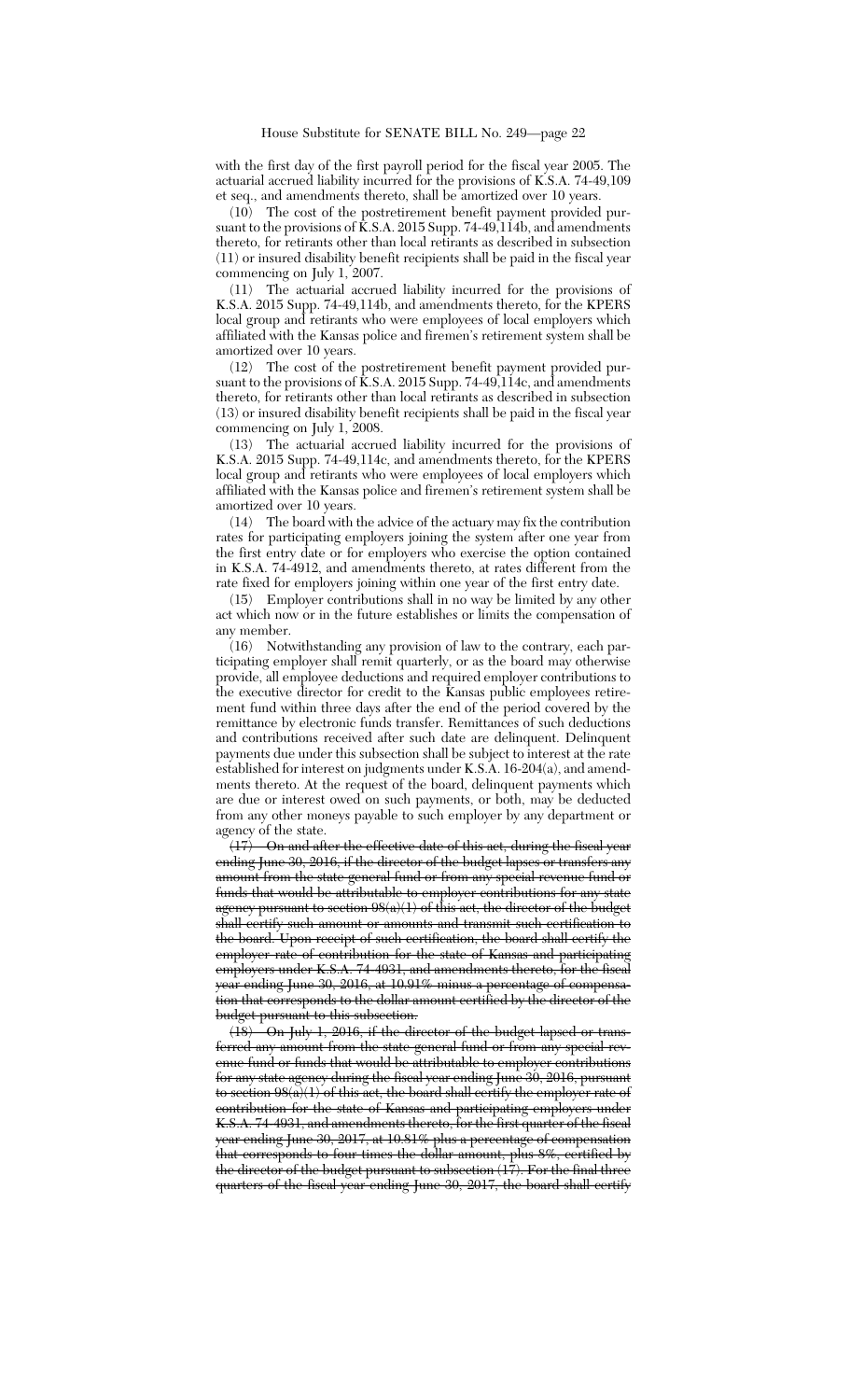with the first day of the first payroll period for the fiscal year 2005. The actuarial accrued liability incurred for the provisions of K.S.A. 74-49,109 et seq., and amendments thereto, shall be amortized over 10 years.

(10) The cost of the postretirement benefit payment provided pursuant to the provisions of K.S.A. 2015 Supp. 74-49,114b, and amendments thereto, for retirants other than local retirants as described in subsection (11) or insured disability benefit recipients shall be paid in the fiscal year commencing on July 1, 2007.

(11) The actuarial accrued liability incurred for the provisions of K.S.A. 2015 Supp. 74-49,114b, and amendments thereto, for the KPERS local group and retirants who were employees of local employers which affiliated with the Kansas police and firemen's retirement system shall be amortized over 10 years.

(12) The cost of the postretirement benefit payment provided pursuant to the provisions of K.S.A. 2015 Supp. 74-49,114c, and amendments thereto, for retirants other than local retirants as described in subsection (13) or insured disability benefit recipients shall be paid in the fiscal year commencing on July 1, 2008.

(13) The actuarial accrued liability incurred for the provisions of K.S.A. 2015 Supp. 74-49,114c, and amendments thereto, for the KPERS local group and retirants who were employees of local employers which affiliated with the Kansas police and firemen's retirement system shall be amortized over 10 years.

(14) The board with the advice of the actuary may fix the contribution rates for participating employers joining the system after one year from the first entry date or for employers who exercise the option contained in K.S.A. 74-4912, and amendments thereto, at rates different from the rate fixed for employers joining within one year of the first entry date.

(15) Employer contributions shall in no way be limited by any other act which now or in the future establishes or limits the compensation of any member.

(16) Notwithstanding any provision of law to the contrary, each participating employer shall remit quarterly, or as the board may otherwise provide, all employee deductions and required employer contributions to the executive director for credit to the Kansas public employees retirement fund within three days after the end of the period covered by the remittance by electronic funds transfer. Remittances of such deductions and contributions received after such date are delinquent. Delinquent payments due under this subsection shall be subject to interest at the rate established for interest on judgments under K.S.A. 16-204(a), and amendments thereto. At the request of the board, delinquent payments which are due or interest owed on such payments, or both, may be deducted from any other moneys payable to such employer by any department or agency of the state.

~~(17) On and after the effective date of this act, during the fiscal year ending June 30, 2016, if the director of the budget lapses or transfers any amount from the state general fund or from any special revenue fund or funds that would be attributable to employer contributions for any state agency pursuant to section 98(a)(1) of this act, the director of the budget shall certify such amount or amounts and transmit such certification to the board. Upon receipt of such certification, the board shall certify the employer rate of contribution for the state of Kansas and participating employers under K.S.A. 74-4931, and amendments thereto, for the fiscal year ending June 30, 2016, at 10.91% minus a percentage of compensation that corresponds to the dollar amount certified by the director of the budget pursuant to this subsection.~~

~~(18) On July 1, 2016, if the director of the budget lapsed or transferred any amount from the state general fund or from any special revenue fund or funds that would be attributable to employer contributions for any state agency during the fiscal year ending June 30, 2016, pursuant to section 98(a)(1) of this act, the board shall certify the employer rate of contribution for the state of Kansas and participating employers under K.S.A. 74-4931, and amendments thereto, for the first quarter of the fiscal year ending June 30, 2017, at 10.81% plus a percentage of compensation that corresponds to four times the dollar amount, plus 8%, certified by the director of the budget pursuant to subsection (17). For the final three quarters of the fiscal year ending June 30, 2017, the board shall certify~~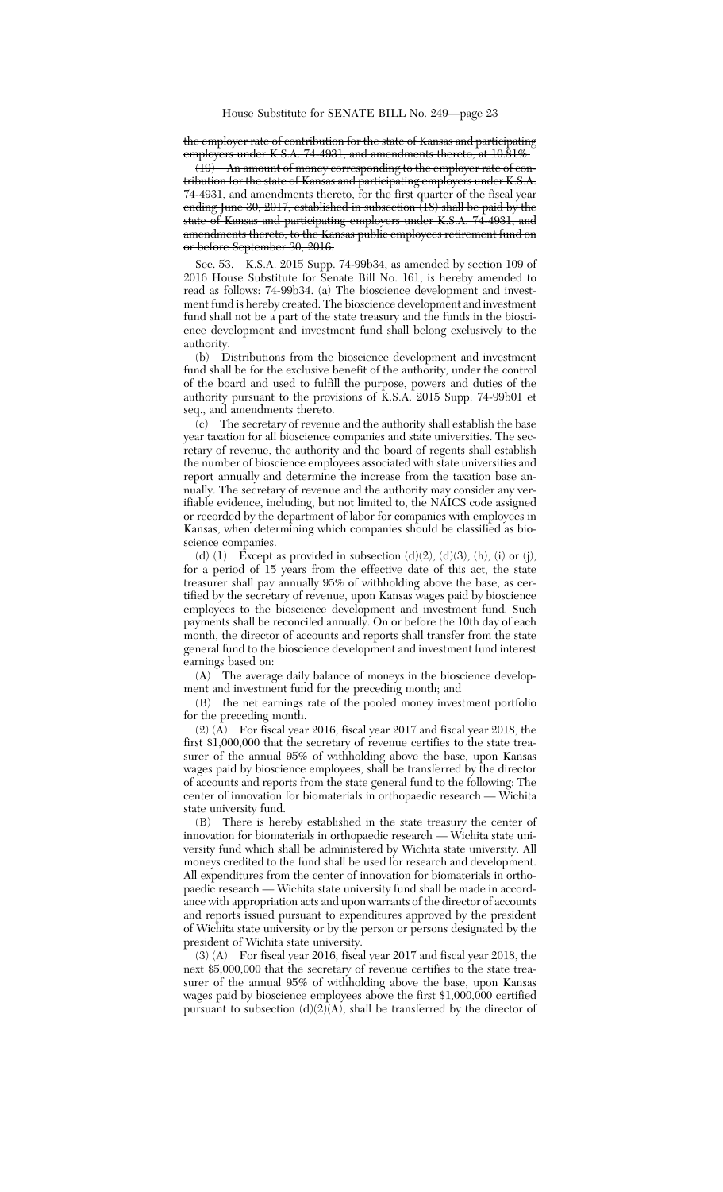~~the employer rate of contribution for the state of Kansas and participating employers under K.S.A. 74-4931, and amendments thereto, at 10.81%.~~

~~(19) An amount of money corresponding to the employer rate of contribution for the state of Kansas and participating employers under K.S.A. 74-4931, and amendments thereto, for the first quarter of the fiscal year ending June 30, 2017, established in subsection (18) shall be paid by the state of Kansas and participating employers under K.S.A. 74-4931, and amendments thereto, to the Kansas public employees retirement fund on or before September 30, 2016.~~

Sec. 53. K.S.A. 2015 Supp. 74-99b34, as amended by section 109 of 2016 House Substitute for Senate Bill No. 161, is hereby amended to read as follows: 74-99b34. (a) The bioscience development and investment fund is hereby created. The bioscience development and investment fund shall not be a part of the state treasury and the funds in the bioscience development and investment fund shall belong exclusively to the authority.

(b) Distributions from the bioscience development and investment fund shall be for the exclusive benefit of the authority, under the control of the board and used to fulfill the purpose, powers and duties of the authority pursuant to the provisions of K.S.A. 2015 Supp. 74-99b01 et seq., and amendments thereto.

(c) The secretary of revenue and the authority shall establish the base year taxation for all bioscience companies and state universities. The secretary of revenue, the authority and the board of regents shall establish the number of bioscience employees associated with state universities and report annually and determine the increase from the taxation base annually. The secretary of revenue and the authority may consider any verifiable evidence, including, but not limited to, the NAICS code assigned or recorded by the department of labor for companies with employees in Kansas, when determining which companies should be classified as bioscience companies.

(d) (1) Except as provided in subsection (d)(2), (d)(3), (h), (i) or (j), for a period of 15 years from the effective date of this act, the state treasurer shall pay annually 95% of withholding above the base, as certified by the secretary of revenue, upon Kansas wages paid by bioscience employees to the bioscience development and investment fund. Such payments shall be reconciled annually. On or before the 10th day of each month, the director of accounts and reports shall transfer from the state general fund to the bioscience development and investment fund interest earnings based on:

(A) The average daily balance of moneys in the bioscience development and investment fund for the preceding month; and

(B) the net earnings rate of the pooled money investment portfolio for the preceding month.

(2) (A) For fiscal year 2016, fiscal year 2017 and fiscal year 2018, the first $1,000,000 that the secretary of revenue certifies to the state treasurer of the annual 95% of withholding above the base, upon Kansas wages paid by bioscience employees, shall be transferred by the director of accounts and reports from the state general fund to the following: The center of innovation for biomaterials in orthopaedic research — Wichita state university fund.

(B) There is hereby established in the state treasury the center of innovation for biomaterials in orthopaedic research — Wichita state university fund which shall be administered by Wichita state university. All moneys credited to the fund shall be used for research and development. All expenditures from the center of innovation for biomaterials in orthopaedic research — Wichita state university fund shall be made in accordance with appropriation acts and upon warrants of the director of accounts and reports issued pursuant to expenditures approved by the president of Wichita state university or by the person or persons designated by the president of Wichita state university.

(3) (A) For fiscal year 2016, fiscal year 2017 and fiscal year 2018, the next $5,000,000 that the secretary of revenue certifies to the state treasurer of the annual 95% of withholding above the base, upon Kansas wages paid by bioscience employees above the first $1,000,000 certified pursuant to subsection (d)(2)(A), shall be transferred by the director of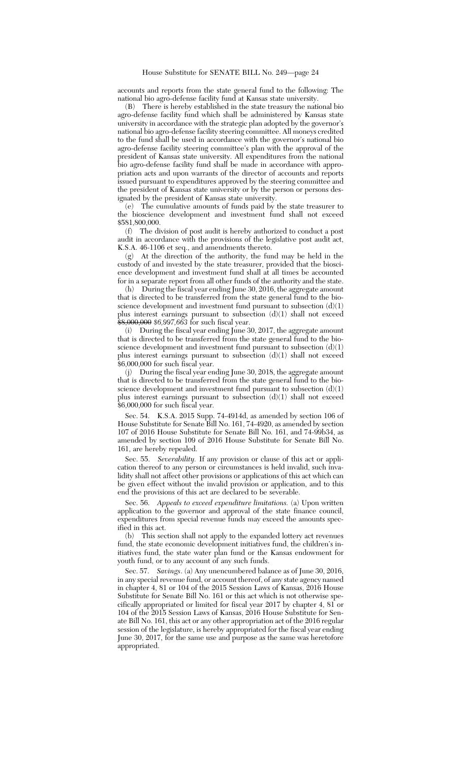accounts and reports from the state general fund to the following: The national bio agro-defense facility fund at Kansas state university.

(B) There is hereby established in the state treasury the national bio agro-defense facility fund which shall be administered by Kansas state university in accordance with the strategic plan adopted by the governor's national bio agro-defense facility steering committee. All moneys credited to the fund shall be used in accordance with the governor's national bio agro-defense facility steering committee's plan with the approval of the president of Kansas state university. All expenditures from the national bio agro-defense facility fund shall be made in accordance with appropriation acts and upon warrants of the director of accounts and reports issued pursuant to expenditures approved by the steering committee and the president of Kansas state university or by the person or persons designated by the president of Kansas state university.

(e) The cumulative amounts of funds paid by the state treasurer to the bioscience development and investment fund shall not exceed $581,800,000.

(f) The division of post audit is hereby authorized to conduct a post audit in accordance with the provisions of the legislative post audit act, K.S.A. 46-1106 et seq., and amendments thereto.

(g) At the direction of the authority, the fund may be held in the custody of and invested by the state treasurer, provided that the bioscience development and investment fund shall at all times be accounted for in a separate report from all other funds of the authority and the state.

(h) During the fiscal year ending June 30, 2016, the aggregate amount that is directed to be transferred from the state general fund to the bioscience development and investment fund pursuant to subsection (d)(1) plus interest earnings pursuant to subsection (d)(1) shall not exceed ~~$8,000,000~~ *$6,997,663* for such fiscal year.

(i) During the fiscal year ending June 30, 2017, the aggregate amount that is directed to be transferred from the state general fund to the bioscience development and investment fund pursuant to subsection (d)(1) plus interest earnings pursuant to subsection (d)(1) shall not exceed $6,000,000 for such fiscal year.

(j) During the fiscal year ending June 30, 2018, the aggregate amount that is directed to be transferred from the state general fund to the bioscience development and investment fund pursuant to subsection (d)(1) plus interest earnings pursuant to subsection (d)(1) shall not exceed $6,000,000 for such fiscal year.

Sec. 54. K.S.A. 2015 Supp. 74-4914d, as amended by section 106 of House Substitute for Senate Bill No. 161, 74-4920, as amended by section 107 of 2016 House Substitute for Senate Bill No. 161, and 74-99b34, as amended by section 109 of 2016 House Substitute for Senate Bill No. 161, are hereby repealed.

Sec. 55. *Severability.* If any provision or clause of this act or application thereof to any person or circumstances is held invalid, such invalidity shall not affect other provisions or applications of this act which can be given effect without the invalid provision or application, and to this end the provisions of this act are declared to be severable.

Sec. 56. *Appeals to exceed expenditure limitations.* (a) Upon written application to the governor and approval of the state finance council, expenditures from special revenue funds may exceed the amounts specified in this act.

(b) This section shall not apply to the expanded lottery act revenues fund, the state economic development initiatives fund, the children's initiatives fund, the state water plan fund or the Kansas endowment for youth fund, or to any account of any such funds.

Sec. 57. *Savings.* (a) Any unencumbered balance as of June 30, 2016, in any special revenue fund, or account thereof, of any state agency named in chapter 4, 81 or 104 of the 2015 Session Laws of Kansas, 2016 House Substitute for Senate Bill No. 161 or this act which is not otherwise specifically appropriated or limited for fiscal year 2017 by chapter 4, 81 or 104 of the 2015 Session Laws of Kansas, 2016 House Substitute for Senate Bill No. 161, this act or any other appropriation act of the 2016 regular session of the legislature, is hereby appropriated for the fiscal year ending June 30, 2017, for the same use and purpose as the same was heretofore appropriated.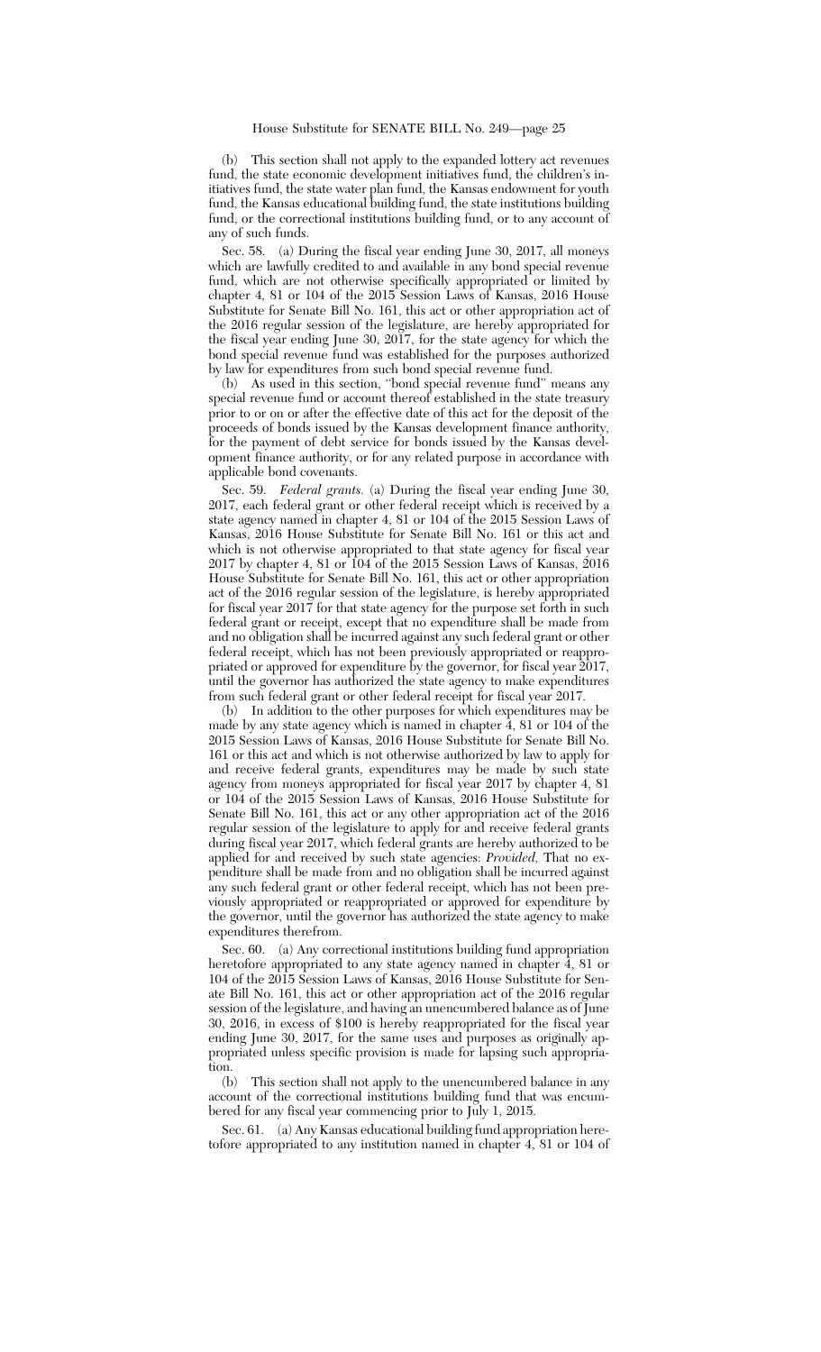(b) This section shall not apply to the expanded lottery act revenues fund, the state economic development initiatives fund, the children's initiatives fund, the state water plan fund, the Kansas endowment for youth fund, the Kansas educational building fund, the state institutions building fund, or the correctional institutions building fund, or to any account of any of such funds.

Sec. 58. (a) During the fiscal year ending June 30, 2017, all moneys which are lawfully credited to and available in any bond special revenue fund, which are not otherwise specifically appropriated or limited by chapter 4, 81 or 104 of the 2015 Session Laws of Kansas, 2016 House Substitute for Senate Bill No. 161, this act or other appropriation act of the 2016 regular session of the legislature, are hereby appropriated for the fiscal year ending June 30, 2017, for the state agency for which the bond special revenue fund was established for the purposes authorized by law for expenditures from such bond special revenue fund.

(b) As used in this section, "bond special revenue fund" means any special revenue fund or account thereof established in the state treasury prior to or on or after the effective date of this act for the deposit of the proceeds of bonds issued by the Kansas development finance authority, for the payment of debt service for bonds issued by the Kansas development finance authority, or for any related purpose in accordance with applicable bond covenants.

Sec. 59. *Federal grants.* (a) During the fiscal year ending June 30, 2017, each federal grant or other federal receipt which is received by a state agency named in chapter 4, 81 or 104 of the 2015 Session Laws of Kansas, 2016 House Substitute for Senate Bill No. 161 or this act and which is not otherwise appropriated to that state agency for fiscal year 2017 by chapter 4, 81 or 104 of the 2015 Session Laws of Kansas, 2016 House Substitute for Senate Bill No. 161, this act or other appropriation act of the 2016 regular session of the legislature, is hereby appropriated for fiscal year 2017 for that state agency for the purpose set forth in such federal grant or receipt, except that no expenditure shall be made from and no obligation shall be incurred against any such federal grant or other federal receipt, which has not been previously appropriated or reappropriated or approved for expenditure by the governor, for fiscal year 2017, until the governor has authorized the state agency to make expenditures from such federal grant or other federal receipt for fiscal year 2017.

(b) In addition to the other purposes for which expenditures may be made by any state agency which is named in chapter 4, 81 or 104 of the 2015 Session Laws of Kansas, 2016 House Substitute for Senate Bill No. 161 or this act and which is not otherwise authorized by law to apply for and receive federal grants, expenditures may be made by such state agency from moneys appropriated for fiscal year 2017 by chapter 4, 81 or 104 of the 2015 Session Laws of Kansas, 2016 House Substitute for Senate Bill No. 161, this act or any other appropriation act of the 2016 regular session of the legislature to apply for and receive federal grants during fiscal year 2017, which federal grants are hereby authorized to be applied for and received by such state agencies: *Provided,* That no expenditure shall be made from and no obligation shall be incurred against any such federal grant or other federal receipt, which has not been previously appropriated or reappropriated or approved for expenditure by the governor, until the governor has authorized the state agency to make expenditures therefrom.

Sec. 60. (a) Any correctional institutions building fund appropriation heretofore appropriated to any state agency named in chapter 4, 81 or 104 of the 2015 Session Laws of Kansas, 2016 House Substitute for Senate Bill No. 161, this act or other appropriation act of the 2016 regular session of the legislature, and having an unencumbered balance as of June 30, 2016, in excess of $100 is hereby reappropriated for the fiscal year ending June 30, 2017, for the same uses and purposes as originally appropriated unless specific provision is made for lapsing such appropriation.

(b) This section shall not apply to the unencumbered balance in any account of the correctional institutions building fund that was encumbered for any fiscal year commencing prior to July 1, 2015.

Sec. 61. (a) Any Kansas educational building fund appropriation heretofore appropriated to any institution named in chapter 4, 81 or 104 of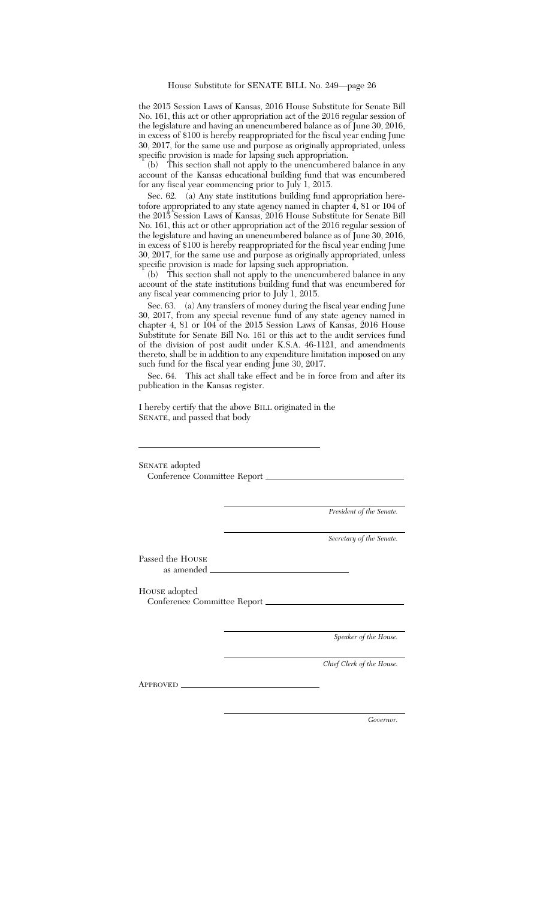the 2015 Session Laws of Kansas, 2016 House Substitute for Senate Bill No. 161, this act or other appropriation act of the 2016 regular session of the legislature and having an unencumbered balance as of June 30, 2016, in excess of $100 is hereby reappropriated for the fiscal year ending June 30, 2017, for the same use and purpose as originally appropriated, unless specific provision is made for lapsing such appropriation.

(b) This section shall not apply to the unencumbered balance in any account of the Kansas educational building fund that was encumbered for any fiscal year commencing prior to July 1, 2015.

Sec. 62. (a) Any state institutions building fund appropriation heretofore appropriated to any state agency named in chapter 4, 81 or 104 of the 2015 Session Laws of Kansas, 2016 House Substitute for Senate Bill No. 161, this act or other appropriation act of the 2016 regular session of the legislature and having an unencumbered balance as of June 30, 2016, in excess of $100 is hereby reappropriated for the fiscal year ending June 30, 2017, for the same use and purpose as originally appropriated, unless specific provision is made for lapsing such appropriation.

(b) This section shall not apply to the unencumbered balance in any account of the state institutions building fund that was encumbered for any fiscal year commencing prior to July 1, 2015.

Sec. 63. (a) Any transfers of money during the fiscal year ending June 30, 2017, from any special revenue fund of any state agency named in chapter 4, 81 or 104 of the 2015 Session Laws of Kansas, 2016 House Substitute for Senate Bill No. 161 or this act to the audit services fund of the division of post audit under K.S.A. 46-1121, and amendments thereto, shall be in addition to any expenditure limitation imposed on any such fund for the fiscal year ending June 30, 2017.

Sec. 64. This act shall take effect and be in force from and after its publication in the Kansas register.

I hereby certify that the above BILL originated in the SENATE, and passed that body

\_\_\_\_\_\_\_\_\_\_\_\_\_\_\_\_\_\_\_\_\_\_\_\_\_\_\_\_\_\_\_\_\_\_\_\_\_\_\_\_

SENATE adopted
Conference Committee Report \_\_\_\_\_\_\_\_\_\_\_\_\_\_\_\_\_\_\_\_\_\_\_\_\_\_\_\_\_\_

\_\_\_\_\_\_\_\_\_\_\_\_\_\_\_\_\_\_\_\_\_\_\_\_\_\_\_\_\_\_
*President of the Senate.*

\_\_\_\_\_\_\_\_\_\_\_\_\_\_\_\_\_\_\_\_\_\_\_\_\_\_\_\_\_\_
*Secretary of the Senate.*

Passed the HOUSE
as amended \_\_\_\_\_\_\_\_\_\_\_\_\_\_\_\_\_\_\_\_\_\_\_\_\_\_\_\_\_\_

HOUSE adopted
Conference Committee Report \_\_\_\_\_\_\_\_\_\_\_\_\_\_\_\_\_\_\_\_\_\_\_\_\_\_\_\_\_\_

\_\_\_\_\_\_\_\_\_\_\_\_\_\_\_\_\_\_\_\_\_\_\_\_\_\_\_\_\_\_
*Speaker of the House.*

\_\_\_\_\_\_\_\_\_\_\_\_\_\_\_\_\_\_\_\_\_\_\_\_\_\_\_\_\_\_
*Chief Clerk of the House.*

APPROVED \_\_\_\_\_\_\_\_\_\_\_\_\_\_\_\_\_\_\_\_\_\_\_\_\_\_\_\_\_\_

\_\_\_\_\_\_\_\_\_\_\_\_\_\_\_\_\_\_\_\_\_\_\_\_\_\_\_\_\_\_
*Governor.*